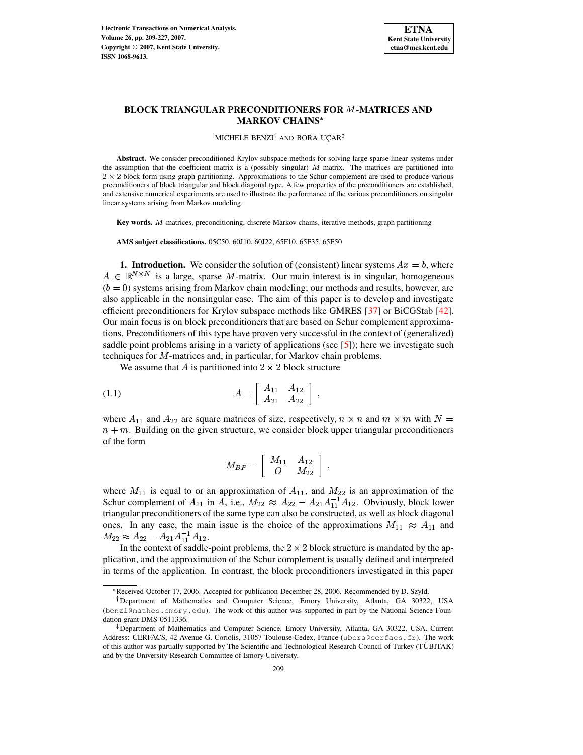# BLOCK TRIANGULAR PRECONDITIONERS FOR $M$-MATRICES AND MARKOV CHAINS*

MICHELE BENZI† AND BORA UÇAR‡

**Abstract.** We consider preconditioned Krylov subspace methods for solving large sparse linear systems under the assumption that the coefficient matrix is a (possibly singular) $M$-matrix. The matrices are partitioned into $2 \times 2$ block form using graph partitioning. Approximations to the Schur complement are used to produce various preconditioners of block triangular and block diagonal type. A few properties of the preconditioners are established, and extensive numerical experiments are used to illustrate the performance of the various preconditioners on singular linear systems arising from Markov modeling.

**Key words.** $M$-matrices, preconditioning, discrete Markov chains, iterative methods, graph partitioning

**AMS subject classifications.** 05C50, 60J10, 60J22, 65F10, 65F35, 65F50

**1. Introduction.** We consider the solution of (consistent) linear systems $Ax = b$, where $A \in \mathbb{R}^{N \times N}$ is a large, sparse $M$-matrix. Our main interest is in singular, homogeneous ($b = 0$) systems arising from Markov chain modeling; our methods and results, however, are also applicable in the nonsingular case. The aim of this paper is to develop and investigate efficient preconditioners for Krylov subspace methods like GMRES [37] or BiCGStab [42]. Our main focus is on block preconditioners that are based on Schur complement approximations. Preconditioners of this type have proven very successful in the context of (generalized) saddle point problems arising in a variety of applications (see [5]); here we investigate such techniques for $M$-matrices and, in particular, for Markov chain problems.

We assume that $A$ is partitioned into $2 \times 2$ block structure

$$A = \begin{bmatrix} A_{11} & A_{12} \\ A_{21} & A_{22} \end{bmatrix}, \tag{1.1}$$

where $A_{11}$ and $A_{22}$ are square matrices of size, respectively, $n \times n$ and $m \times m$ with $N = n + m$. Building on the given structure, we consider block upper triangular preconditioners of the form

$$M_{BP} = \begin{bmatrix} M_{11} & A_{12} \\ O & M_{22} \end{bmatrix},$$

where $M_{11}$ is equal to or an approximation of $A_{11}$, and $M_{22}$ is an approximation of the Schur complement of $A_{11}$ in $A$, i.e., $M_{22} \approx A_{22} - A_{21}A_{11}^{-1}A_{12}$. Obviously, block lower triangular preconditioners of the same type can also be constructed, as well as block diagonal ones. In any case, the main issue is the choice of the approximations $M_{11} \approx A_{11}$ and $M_{22} \approx A_{22} - A_{21}A_{11}^{-1}A_{12}$.

In the context of saddle-point problems, the $2 \times 2$ block structure is mandated by the application, and the approximation of the Schur complement is usually defined and interpreted in terms of the application. In contrast, the block preconditioners investigated in this paper

---

*Received October 17, 2006. Accepted for publication December 28, 2006. Recommended by D. Szyld.

†Department of Mathematics and Computer Science, Emory University, Atlanta, GA 30322, USA (benzi@mathcs.emory.edu). The work of this author was supported in part by the National Science Foundation grant DMS-0511336.

‡Department of Mathematics and Computer Science, Emory University, Atlanta, GA 30322, USA. Current Address: CERFACS, 42 Avenue G. Coriolis, 31057 Toulouse Cedex, France (ubora@cerfacs.fr). The work of this author was partially supported by The Scientific and Technological Research Council of Turkey (TÜBITAK) and by the University Research Committee of Emory University.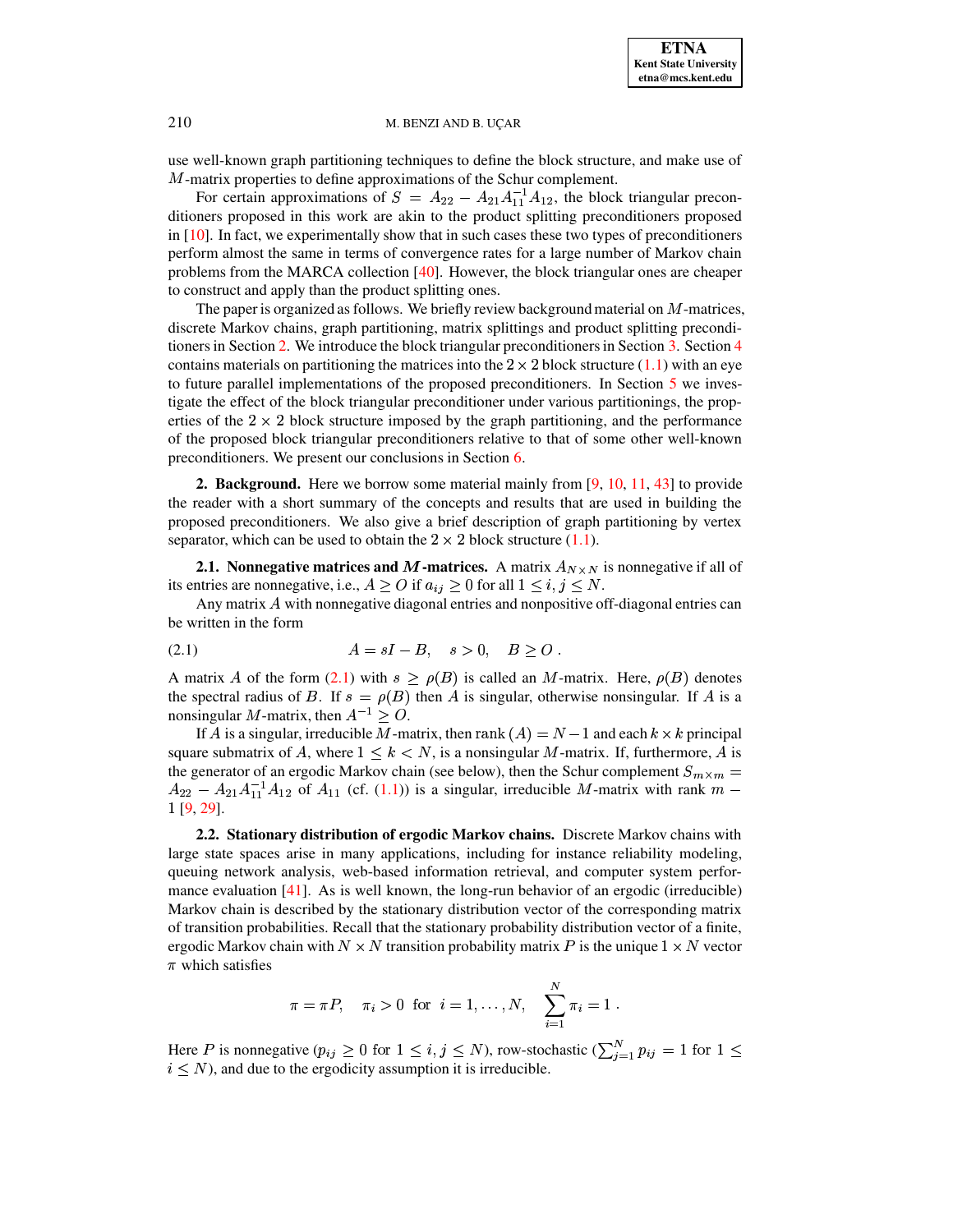use well-known graph partitioning techniques to define the block structure, and make use of $M$-matrix properties to define approximations of the Schur complement.

For certain approximations of $S = A_{22} - A_{21}A_{11}^{-1}A_{12}$, the block triangular preconditioners proposed in this work are akin to the product splitting preconditioners proposed in [10]. In fact, we experimentally show that in such cases these two types of preconditioners perform almost the same in terms of convergence rates for a large number of Markov chain problems from the MARCA collection [40]. However, the block triangular ones are cheaper to construct and apply than the product splitting ones.

The paper is organized as follows. We briefly review background material on $M$-matrices, discrete Markov chains, graph partitioning, matrix splittings and product splitting preconditioners in Section 2. We introduce the block triangular preconditioners in Section 3. Section 4 contains materials on partitioning the matrices into the $2 \times 2$ block structure (1.1) with an eye to future parallel implementations of the proposed preconditioners. In Section 5 we investigate the effect of the block triangular preconditioner under various partitionings, the properties of the $2 \times 2$ block structure imposed by the graph partitioning, and the performance of the proposed block triangular preconditioners relative to that of some other well-known preconditioners. We present our conclusions in Section 6.

## 2. Background.

Here we borrow some material mainly from [9, 10, 11, 43] to provide the reader with a short summary of the concepts and results that are used in building the proposed preconditioners. We also give a brief description of graph partitioning by vertex separator, which can be used to obtain the $2 \times 2$ block structure (1.1).

### 2.1. Nonnegative matrices and $M$-matrices.

A matrix $A_{N \times N}$ is nonnegative if all of its entries are nonnegative, i.e., $A \geq O$ if $a_{ij} \geq 0$ for all $1 \leq i, j \leq N$.

Any matrix $A$ with nonnegative diagonal entries and nonpositive off-diagonal entries can be written in the form

$$A = sI - B, \quad s > 0, \quad B \geq O\,. \tag{2.1}$$

A matrix $A$ of the form (2.1) with $s \geq \rho(B)$ is called an $M$-matrix. Here, $\rho(B)$ denotes the spectral radius of $B$. If $s = \rho(B)$ then $A$ is singular, otherwise nonsingular. If $A$ is a nonsingular $M$-matrix, then $A^{-1} \geq O$.

If $A$ is a singular, irreducible $M$-matrix, then rank$(A) = N-1$ and each $k \times k$ principal square submatrix of $A$, where $1 \leq k < N$, is a nonsingular $M$-matrix. If, furthermore, $A$ is the generator of an ergodic Markov chain (see below), then the Schur complement $S_{m \times m} = A_{22} - A_{21}A_{11}^{-1}A_{12}$ of $A_{11}$ (cf. (1.1)) is a singular, irreducible $M$-matrix with rank $m - 1$ [9, 29].

### 2.2. Stationary distribution of ergodic Markov chains.

Discrete Markov chains with large state spaces arise in many applications, including for instance reliability modeling, queuing network analysis, web-based information retrieval, and computer system performance evaluation [41]. As is well known, the long-run behavior of an ergodic (irreducible) Markov chain is described by the stationary distribution vector of the corresponding matrix of transition probabilities. Recall that the stationary probability distribution vector of a finite, ergodic Markov chain with $N \times N$ transition probability matrix $P$ is the unique $1 \times N$ vector $\pi$ which satisfies

$$\pi = \pi P, \quad \pi_i > 0 \text{ for } i = 1, \ldots, N, \quad \sum_{i=1}^{N} \pi_i = 1\,.$$

Here $P$ is nonnegative ($p_{ij} \geq 0$ for $1 \leq i, j \leq N$), row-stochastic ($\sum_{j=1}^{N} p_{ij} = 1$ for $1 \leq i \leq N$), and due to the ergodicity assumption it is irreducible.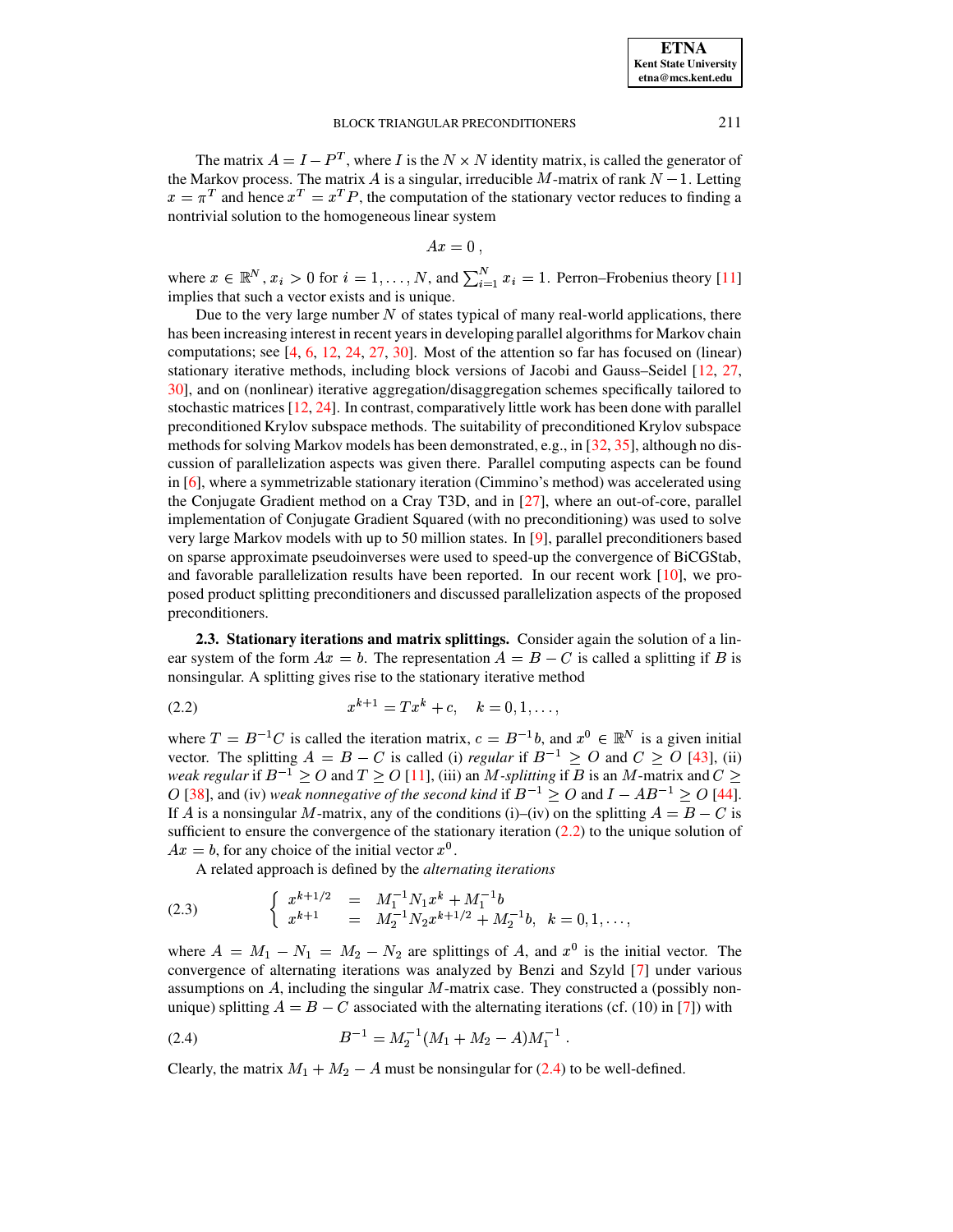The matrix $A = I - P^T$, where $I$ is the $N \times N$ identity matrix, is called the generator of the Markov process. The matrix $A$ is a singular, irreducible $M$-matrix of rank $N-1$. Letting $x = \pi^T$ and hence $x^T = x^T P$, the computation of the stationary vector reduces to finding a nontrivial solution to the homogeneous linear system

$$Ax = 0\,,$$

where $x \in \mathbb{R}^N$, $x_i > 0$ for $i = 1, \ldots, N$, and $\sum_{i=1}^N x_i = 1$. Perron–Frobenius theory [11] implies that such a vector exists and is unique.

Due to the very large number $N$ of states typical of many real-world applications, there has been increasing interest in recent years in developing parallel algorithms for Markov chain computations; see [4, 6, 12, 24, 27, 30]. Most of the attention so far has focused on (linear) stationary iterative methods, including block versions of Jacobi and Gauss–Seidel [12, 27, 30], and on (nonlinear) iterative aggregation/disaggregation schemes specifically tailored to stochastic matrices [12, 24]. In contrast, comparatively little work has been done with parallel preconditioned Krylov subspace methods. The suitability of preconditioned Krylov subspace methods for solving Markov models has been demonstrated, e.g., in [32, 35], although no discussion of parallelization aspects was given there. Parallel computing aspects can be found in [6], where a symmetrizable stationary iteration (Cimmino's method) was accelerated using the Conjugate Gradient method on a Cray T3D, and in [27], where an out-of-core, parallel implementation of Conjugate Gradient Squared (with no preconditioning) was used to solve very large Markov models with up to 50 million states. In [9], parallel preconditioners based on sparse approximate pseudoinverses were used to speed-up the convergence of BiCGStab, and favorable parallelization results have been reported. In our recent work [10], we proposed product splitting preconditioners and discussed parallelization aspects of the proposed preconditioners.

**2.3. Stationary iterations and matrix splittings.** Consider again the solution of a linear system of the form $Ax = b$. The representation $A = B - C$ is called a splitting if $B$ is nonsingular. A splitting gives rise to the stationary iterative method

$$x^{k+1} = Tx^k + c, \quad k = 0, 1, \ldots, \tag{2.2}$$

where $T = B^{-1}C$ is called the iteration matrix, $c = B^{-1}b$, and $x^0 \in \mathbb{R}^N$ is a given initial vector. The splitting $A = B - C$ is called (i) *regular* if $B^{-1} \geq O$ and $C \geq O$ [43], (ii) *weak regular* if $B^{-1} \geq O$ and $T \geq O$ [11], (iii) an *$M$-splitting* if $B$ is an $M$-matrix and $C \geq O$ [38], and (iv) *weak nonnegative of the second kind* if $B^{-1} \geq O$ and $I - AB^{-1} \geq O$ [44]. If $A$ is a nonsingular $M$-matrix, any of the conditions (i)–(iv) on the splitting $A = B - C$ is sufficient to ensure the convergence of the stationary iteration (2.2) to the unique solution of $Ax = b$, for any choice of the initial vector $x^0$.

A related approach is defined by the *alternating iterations*

$$\left\{ \begin{array}{lcl} x^{k+1/2} & = & M_1^{-1}N_1x^k + M_1^{-1}b \\ x^{k+1} & = & M_2^{-1}N_2x^{k+1/2} + M_2^{-1}b, \quad k = 0, 1, \ldots, \end{array} \right. \tag{2.3}$$

where $A = M_1 - N_1 = M_2 - N_2$ are splittings of $A$, and $x^0$ is the initial vector. The convergence of alternating iterations was analyzed by Benzi and Szyld [7] under various assumptions on $A$, including the singular $M$-matrix case. They constructed a (possibly non-unique) splitting $A = B - C$ associated with the alternating iterations (cf. (10) in [7]) with

$$B^{-1} = M_2^{-1}(M_1 + M_2 - A)M_1^{-1}\,. \tag{2.4}$$

Clearly, the matrix $M_1 + M_2 - A$ must be nonsingular for (2.4) to be well-defined.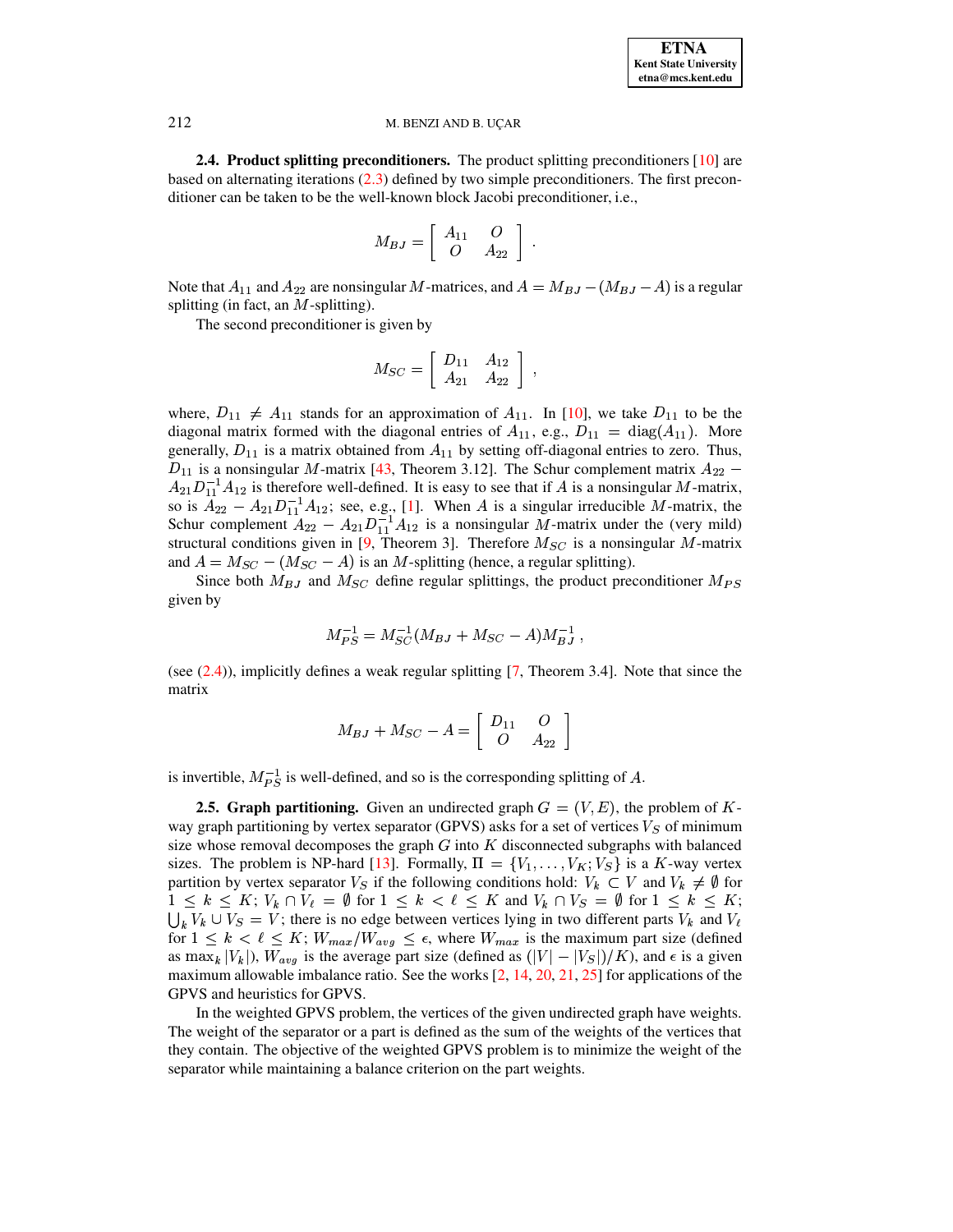**2.4. Product splitting preconditioners.** The product splitting preconditioners [10] are based on alternating iterations (2.3) defined by two simple preconditioners. The first preconditioner can be taken to be the well-known block Jacobi preconditioner, i.e.,

$$M_{BJ} = \begin{bmatrix} A_{11} & O \\ O & A_{22} \end{bmatrix}.$$

Note that $A_{11}$ and $A_{22}$ are nonsingular $M$-matrices, and $A = M_{BJ} - (M_{BJ} - A)$ is a regular splitting (in fact, an $M$-splitting).

The second preconditioner is given by

$$M_{SC} = \begin{bmatrix} D_{11} & A_{12} \\ A_{21} & A_{22} \end{bmatrix},$$

where, $D_{11} \neq A_{11}$ stands for an approximation of $A_{11}$. In [10], we take $D_{11}$ to be the diagonal matrix formed with the diagonal entries of $A_{11}$, e.g., $D_{11} = \text{diag}(A_{11})$. More generally, $D_{11}$ is a matrix obtained from $A_{11}$ by setting off-diagonal entries to zero. Thus, $D_{11}$ is a nonsingular $M$-matrix [43, Theorem 3.12]. The Schur complement matrix $A_{22} - A_{21}D_{11}^{-1}A_{12}$ is therefore well-defined. It is easy to see that if $A$ is a nonsingular $M$-matrix, so is $A_{22} - A_{21}D_{11}^{-1}A_{12}$; see, e.g., [1]. When $A$ is a singular irreducible $M$-matrix, the Schur complement $A_{22} - A_{21}D_{11}^{-1}A_{12}$ is a nonsingular $M$-matrix under the (very mild) structural conditions given in [9, Theorem 3]. Therefore $M_{SC}$ is a nonsingular $M$-matrix and $A = M_{SC} - (M_{SC} - A)$ is an $M$-splitting (hence, a regular splitting).

Since both $M_{BJ}$ and $M_{SC}$ define regular splittings, the product preconditioner $M_{PS}$ given by

$$M_{PS}^{-1} = M_{SC}^{-1}(M_{BJ} + M_{SC} - A)M_{BJ}^{-1},$$

(see (2.4)), implicitly defines a weak regular splitting [7, Theorem 3.4]. Note that since the matrix

$$M_{BJ} + M_{SC} - A = \begin{bmatrix} D_{11} & O \\ O & A_{22} \end{bmatrix}$$

is invertible, $M_{PS}^{-1}$ is well-defined, and so is the corresponding splitting of $A$.

**2.5. Graph partitioning.** Given an undirected graph $G = (V, E)$, the problem of $K$-way graph partitioning by vertex separator (GPVS) asks for a set of vertices $V_S$ of minimum size whose removal decomposes the graph $G$ into $K$ disconnected subgraphs with balanced sizes. The problem is NP-hard [13]. Formally, $\Pi = \{V_1, \ldots, V_K; V_S\}$ is a $K$-way vertex partition by vertex separator $V_S$ if the following conditions hold: $V_k \subset V$ and $V_k \neq \emptyset$ for $1 \leq k \leq K$; $V_k \cap V_\ell = \emptyset$ for $1 \leq k < \ell \leq K$ and $V_k \cap V_S = \emptyset$ for $1 \leq k \leq K$; $\bigcup_k V_k \cup V_S = V$; there is no edge between vertices lying in two different parts $V_k$ and $V_\ell$ for $1 \leq k < \ell \leq K$; $W_{max}/W_{avg} \leq \epsilon$, where $W_{max}$ is the maximum part size (defined as $\max_k |V_k|$), $W_{avg}$ is the average part size (defined as $(|V| - |V_S|)/K$), and $\epsilon$ is a given maximum allowable imbalance ratio. See the works [2, 14, 20, 21, 25] for applications of the GPVS and heuristics for GPVS.

In the weighted GPVS problem, the vertices of the given undirected graph have weights. The weight of the separator or a part is defined as the sum of the weights of the vertices that they contain. The objective of the weighted GPVS problem is to minimize the weight of the separator while maintaining a balance criterion on the part weights.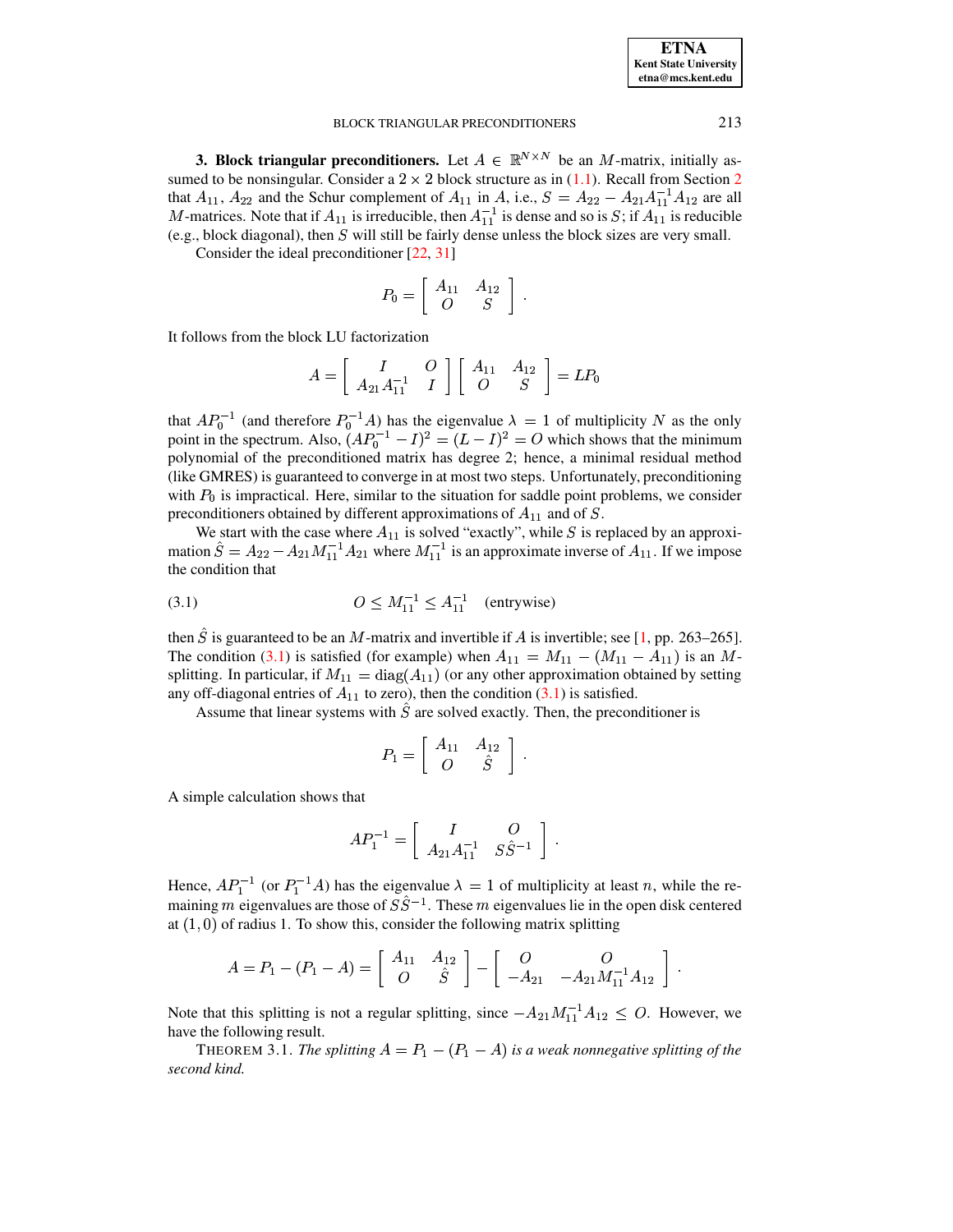**3. Block triangular preconditioners.** Let $A \in \mathbb{R}^{N\times N}$ be an $M$-matrix, initially assumed to be nonsingular. Consider a $2\times 2$ block structure as in (1.1). Recall from Section 2 that $A_{11}$, $A_{22}$ and the Schur complement of $A_{11}$ in $A$, i.e., $S = A_{22} - A_{21}A_{11}^{-1}A_{12}$ are all $M$-matrices. Note that if $A_{11}$ is irreducible, then $A_{11}^{-1}$ is dense and so is $S$; if $A_{11}$ is reducible (e.g., block diagonal), then $S$ will still be fairly dense unless the block sizes are very small.

Consider the ideal preconditioner [22, 31]

$$P_0 = \begin{bmatrix} A_{11} & A_{12} \\ O & S \end{bmatrix}.$$

It follows from the block LU factorization

$$A = \begin{bmatrix} I & O \\ A_{21}A_{11}^{-1} & I \end{bmatrix}\begin{bmatrix} A_{11} & A_{12} \\ O & S \end{bmatrix} = LP_0$$

that $AP_0^{-1}$ (and therefore $P_0^{-1}A$) has the eigenvalue $\lambda = 1$ of multiplicity $N$ as the only point in the spectrum. Also, $(AP_0^{-1} - I)^2 = (L-I)^2 = O$ which shows that the minimum polynomial of the preconditioned matrix has degree 2; hence, a minimal residual method (like GMRES) is guaranteed to converge in at most two steps. Unfortunately, preconditioning with $P_0$ is impractical. Here, similar to the situation for saddle point problems, we consider preconditioners obtained by different approximations of $A_{11}$ and of $S$.

We start with the case where $A_{11}$ is solved "exactly", while $S$ is replaced by an approximation $\hat{S} = A_{22} - A_{21}M_{11}^{-1}A_{21}$ where $M_{11}^{-1}$ is an approximate inverse of $A_{11}$. If we impose the condition that

$$O \le M_{11}^{-1} \le A_{11}^{-1} \quad \text{(entrywise)} \tag{3.1}$$

then $\hat{S}$ is guaranteed to be an $M$-matrix and invertible if $A$ is invertible; see [1, pp. 263–265]. The condition (3.1) is satisfied (for example) when $A_{11} = M_{11} - (M_{11} - A_{11})$ is an $M$-splitting. In particular, if $M_{11} = \text{diag}(A_{11})$ (or any other approximation obtained by setting any off-diagonal entries of $A_{11}$ to zero), then the condition (3.1) is satisfied.

Assume that linear systems with $\hat{S}$ are solved exactly. Then, the preconditioner is

$$P_1 = \begin{bmatrix} A_{11} & A_{12} \\ O & \hat{S} \end{bmatrix}.$$

A simple calculation shows that

$$AP_1^{-1} = \begin{bmatrix} I & O \\ A_{21}A_{11}^{-1} & S\hat{S}^{-1} \end{bmatrix}.$$

Hence, $AP_1^{-1}$ (or $P_1^{-1}A$) has the eigenvalue $\lambda = 1$ of multiplicity at least $n$, while the remaining $m$ eigenvalues are those of $S\hat{S}^{-1}$. These $m$ eigenvalues lie in the open disk centered at $(1,0)$ of radius 1. To show this, consider the following matrix splitting

$$A = P_1 - (P_1 - A) = \begin{bmatrix} A_{11} & A_{12} \\ O & \hat{S} \end{bmatrix} - \begin{bmatrix} O & O \\ -A_{21} & -A_{21}M_{11}^{-1}A_{12} \end{bmatrix}.$$

Note that this splitting is not a regular splitting, since $-A_{21}M_{11}^{-1}A_{12} \le O$. However, we have the following result.

THEOREM 3.1. *The splitting $A = P_1 - (P_1 - A)$ is a weak nonnegative splitting of the second kind.*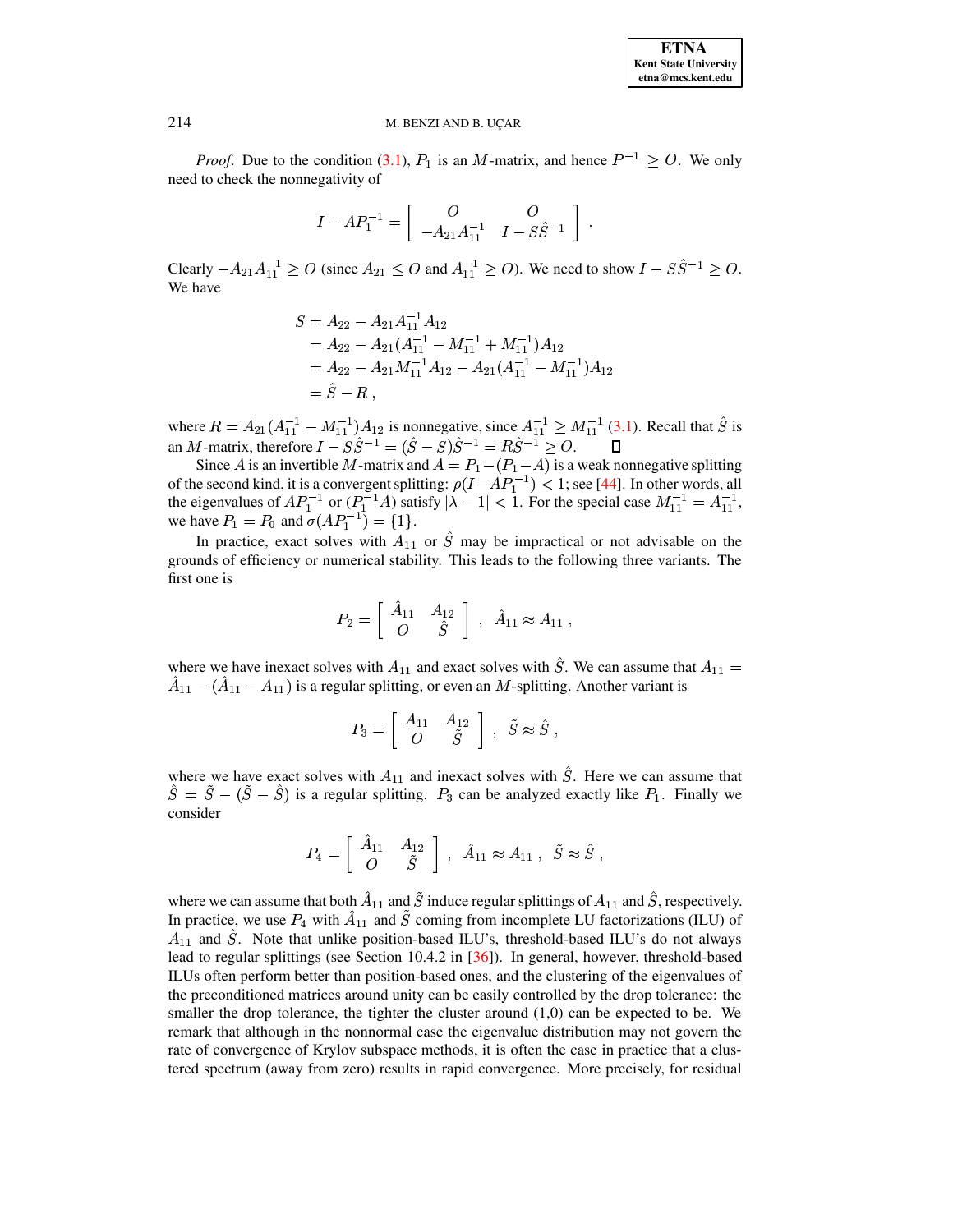*Proof*. Due to the condition (3.1), $P_1$ is an $M$-matrix, and hence $P^{-1} \geq O$. We only need to check the nonnegativity of

$$I - AP_1^{-1} = \left[ \begin{array}{cc} O & O \\ -A_{21}A_{11}^{-1} & I - S\hat{S}^{-1} \end{array} \right] .$$

Clearly $-A_{21}A_{11}^{-1} \geq O$ (since $A_{21} \leq O$ and $A_{11}^{-1} \geq O$). We need to show $I - S\hat{S}^{-1} \geq O$. We have

$$\begin{aligned} S &= A_{22} - A_{21}A_{11}^{-1}A_{12} \\ &= A_{22} - A_{21}(A_{11}^{-1} - M_{11}^{-1} + M_{11}^{-1})A_{12} \\ &= A_{22} - A_{21}M_{11}^{-1}A_{12} - A_{21}(A_{11}^{-1} - M_{11}^{-1})A_{12} \\ &= \hat{S} - R \,, \end{aligned}$$

where $R = A_{21}(A_{11}^{-1} - M_{11}^{-1})A_{12}$ is nonnegative, since $A_{11}^{-1} \geq M_{11}^{-1}$ (3.1). Recall that $\hat{S}$ is an $M$-matrix, therefore $I - S\hat{S}^{-1} = (\hat{S} - S)\hat{S}^{-1} = R\hat{S}^{-1} \geq O$. ∎

Since $A$ is an invertible $M$-matrix and $A = P_1 - (P_1 - A)$ is a weak nonnegative splitting of the second kind, it is a convergent splitting: $\rho(I - AP_1^{-1}) < 1$; see [44]. In other words, all the eigenvalues of $AP_1^{-1}$ or $(P_1^{-1}A)$ satisfy $|\lambda - 1| < 1$. For the special case $M_{11}^{-1} = A_{11}^{-1}$, we have $P_1 = P_0$ and $\sigma(AP_1^{-1}) = \{1\}$.

In practice, exact solves with $A_{11}$ or $\hat{S}$ may be impractical or not advisable on the grounds of efficiency or numerical stability. This leads to the following three variants. The first one is

$$P_2 = \left[ \begin{array}{cc} \hat{A}_{11} & A_{12} \\ O & \hat{S} \end{array} \right] , \;\; \hat{A}_{11} \approx A_{11} \,,$$

where we have inexact solves with $A_{11}$ and exact solves with $\hat{S}$. We can assume that $A_{11} = \hat{A}_{11} - (\hat{A}_{11} - A_{11})$ is a regular splitting, or even an $M$-splitting. Another variant is

$$P_3 = \left[ \begin{array}{cc} A_{11} & A_{12} \\ O & \tilde{S} \end{array} \right] , \;\; \tilde{S} \approx \hat{S} \,,$$

where we have exact solves with $A_{11}$ and inexact solves with $\hat{S}$. Here we can assume that $\hat{S} = \tilde{S} - (\tilde{S} - \hat{S})$ is a regular splitting. $P_3$ can be analyzed exactly like $P_1$. Finally we consider

$$P_4 = \left[ \begin{array}{cc} \hat{A}_{11} & A_{12} \\ O & \tilde{S} \end{array} \right] , \;\; \hat{A}_{11} \approx A_{11} \,, \;\; \tilde{S} \approx \hat{S} \,,$$

where we can assume that both $\hat{A}_{11}$ and $\tilde{S}$ induce regular splittings of $A_{11}$ and $\hat{S}$, respectively. In practice, we use $P_4$ with $\hat{A}_{11}$ and $\tilde{S}$ coming from incomplete LU factorizations (ILU) of $A_{11}$ and $\hat{S}$. Note that unlike position-based ILU's, threshold-based ILU's do not always lead to regular splittings (see Section 10.4.2 in [36]). In general, however, threshold-based ILUs often perform better than position-based ones, and the clustering of the eigenvalues of the preconditioned matrices around unity can be easily controlled by the drop tolerance: the smaller the drop tolerance, the tighter the cluster around (1,0) can be expected to be. We remark that although in the nonnormal case the eigenvalue distribution may not govern the rate of convergence of Krylov subspace methods, it is often the case in practice that a clustered spectrum (away from zero) results in rapid convergence. More precisely, for residual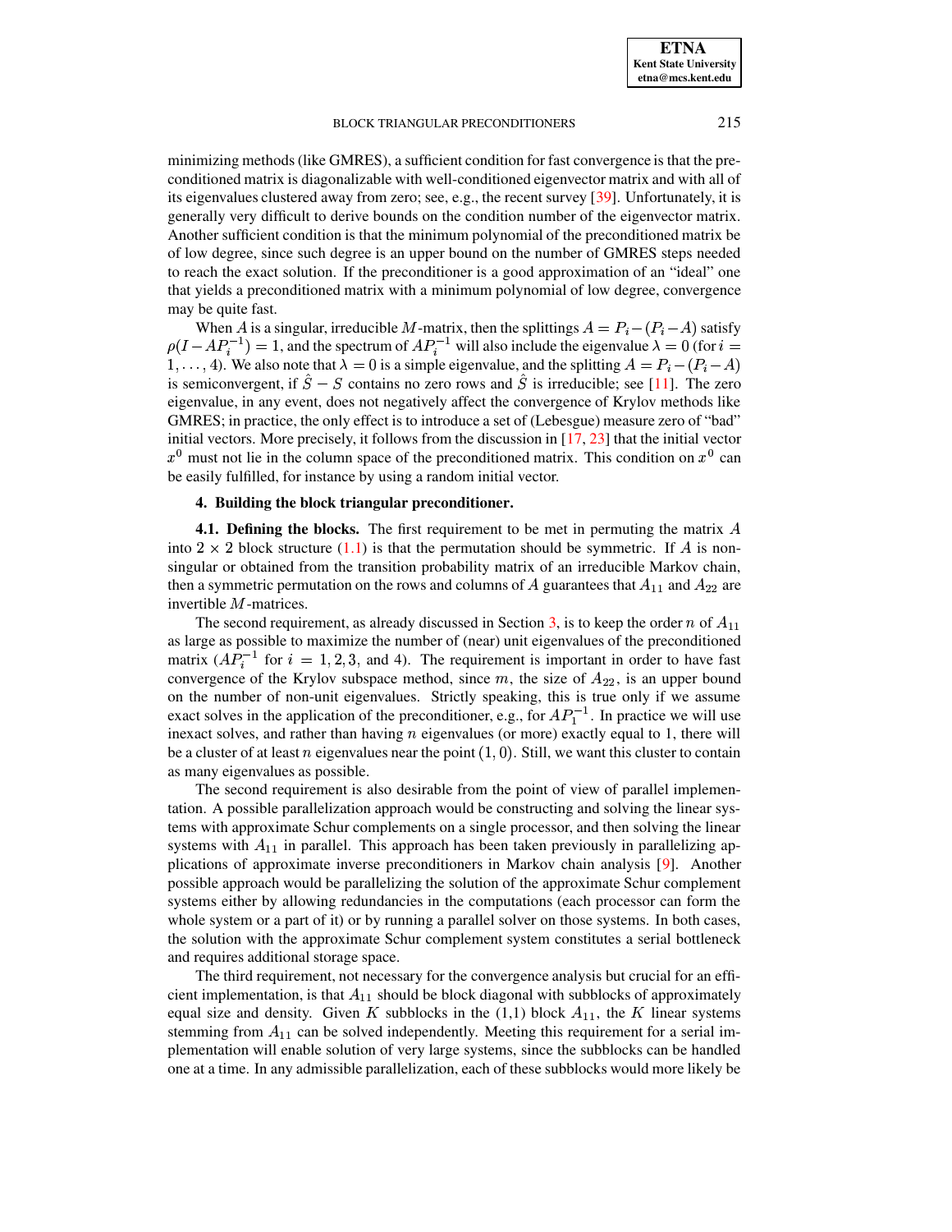minimizing methods (like GMRES), a sufficient condition for fast convergence is that the preconditioned matrix is diagonalizable with well-conditioned eigenvector matrix and with all of its eigenvalues clustered away from zero; see, e.g., the recent survey [39]. Unfortunately, it is generally very difficult to derive bounds on the condition number of the eigenvector matrix. Another sufficient condition is that the minimum polynomial of the preconditioned matrix be of low degree, since such degree is an upper bound on the number of GMRES steps needed to reach the exact solution. If the preconditioner is a good approximation of an "ideal" one that yields a preconditioned matrix with a minimum polynomial of low degree, convergence may be quite fast.

When $A$ is a singular, irreducible $M$-matrix, then the splittings $A = P_i - (P_i - A)$ satisfy $\rho(I - AP_i^{-1}) = 1$, and the spectrum of $AP_i^{-1}$ will also include the eigenvalue $\lambda = 0$ (for $i = 1, \ldots, 4$). We also note that $\lambda = 0$ is a simple eigenvalue, and the splitting $A = P_i - (P_i - A)$ is semiconvergent, if $\hat{S} - S$ contains no zero rows and $\hat{S}$ is irreducible; see [11]. The zero eigenvalue, in any event, does not negatively affect the convergence of Krylov methods like GMRES; in practice, the only effect is to introduce a set of (Lebesgue) measure zero of "bad" initial vectors. More precisely, it follows from the discussion in [17, 23] that the initial vector $x^0$ must not lie in the column space of the preconditioned matrix. This condition on $x^0$ can be easily fulfilled, for instance by using a random initial vector.

## 4. Building the block triangular preconditioner.

**4.1. Defining the blocks.** The first requirement to be met in permuting the matrix $A$ into $2 \times 2$ block structure (1.1) is that the permutation should be symmetric. If $A$ is nonsingular or obtained from the transition probability matrix of an irreducible Markov chain, then a symmetric permutation on the rows and columns of $A$ guarantees that $A_{11}$ and $A_{22}$ are invertible $M$-matrices.

The second requirement, as already discussed in Section 3, is to keep the order $n$ of $A_{11}$ as large as possible to maximize the number of (near) unit eigenvalues of the preconditioned matrix ($AP_i^{-1}$ for $i = 1, 2, 3$, and 4). The requirement is important in order to have fast convergence of the Krylov subspace method, since $m$, the size of $A_{22}$, is an upper bound on the number of non-unit eigenvalues. Strictly speaking, this is true only if we assume exact solves in the application of the preconditioner, e.g., for $AP_1^{-1}$. In practice we will use inexact solves, and rather than having $n$ eigenvalues (or more) exactly equal to 1, there will be a cluster of at least $n$ eigenvalues near the point $(1, 0)$. Still, we want this cluster to contain as many eigenvalues as possible.

The second requirement is also desirable from the point of view of parallel implementation. A possible parallelization approach would be constructing and solving the linear systems with approximate Schur complements on a single processor, and then solving the linear systems with $A_{11}$ in parallel. This approach has been taken previously in parallelizing applications of approximate inverse preconditioners in Markov chain analysis [9]. Another possible approach would be parallelizing the solution of the approximate Schur complement systems either by allowing redundancies in the computations (each processor can form the whole system or a part of it) or by running a parallel solver on those systems. In both cases, the solution with the approximate Schur complement system constitutes a serial bottleneck and requires additional storage space.

The third requirement, not necessary for the convergence analysis but crucial for an efficient implementation, is that $A_{11}$ should be block diagonal with subblocks of approximately equal size and density. Given $K$ subblocks in the (1,1) block $A_{11}$, the $K$ linear systems stemming from $A_{11}$ can be solved independently. Meeting this requirement for a serial implementation will enable solution of very large systems, since the subblocks can be handled one at a time. In any admissible parallelization, each of these subblocks would more likely be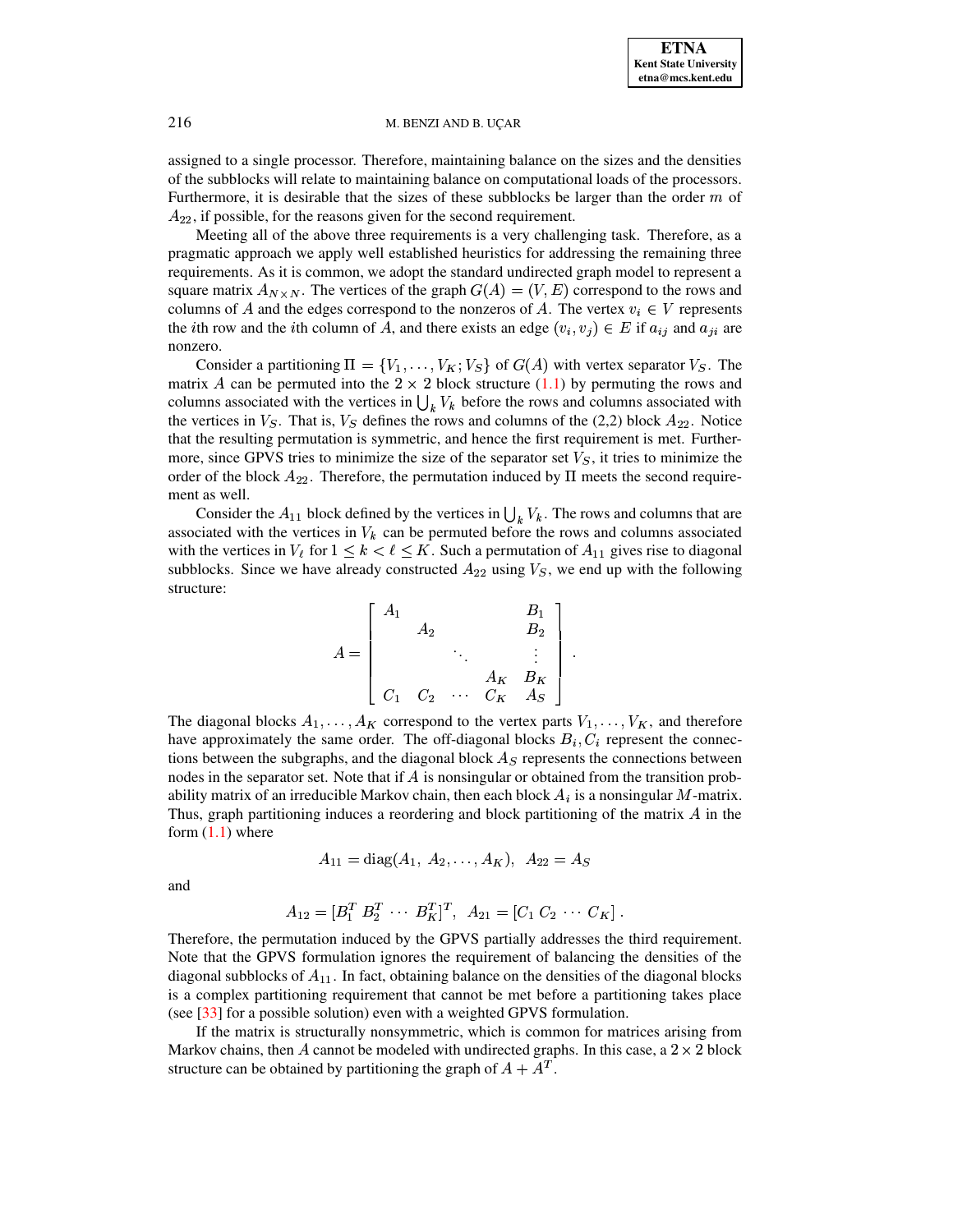assigned to a single processor. Therefore, maintaining balance on the sizes and the densities of the subblocks will relate to maintaining balance on computational loads of the processors. Furthermore, it is desirable that the sizes of these subblocks be larger than the order $m$ of $A_{22}$, if possible, for the reasons given for the second requirement.

Meeting all of the above three requirements is a very challenging task. Therefore, as a pragmatic approach we apply well established heuristics for addressing the remaining three requirements. As it is common, we adopt the standard undirected graph model to represent a square matrix $A_{N\times N}$. The vertices of the graph $G(A) = (V, E)$ correspond to the rows and columns of $A$ and the edges correspond to the nonzeros of $A$. The vertex $v_i \in V$ represents the $i$th row and the $i$th column of $A$, and there exists an edge $(v_i, v_j) \in E$ if $a_{ij}$ and $a_{ji}$ are nonzero.

Consider a partitioning $\Pi = \{V_1, \ldots, V_K; V_S\}$ of $G(A)$ with vertex separator $V_S$. The matrix $A$ can be permuted into the $2 \times 2$ block structure (1.1) by permuting the rows and columns associated with the vertices in $\bigcup_k V_k$ before the rows and columns associated with the vertices in $V_S$. That is, $V_S$ defines the rows and columns of the (2,2) block $A_{22}$. Notice that the resulting permutation is symmetric, and hence the first requirement is met. Furthermore, since GPVS tries to minimize the size of the separator set $V_S$, it tries to minimize the order of the block $A_{22}$. Therefore, the permutation induced by $\Pi$ meets the second requirement as well.

Consider the $A_{11}$ block defined by the vertices in $\bigcup_k V_k$. The rows and columns that are associated with the vertices in $V_k$ can be permuted before the rows and columns associated with the vertices in $V_\ell$ for $1 \le k < \ell \le K$. Such a permutation of $A_{11}$ gives rise to diagonal subblocks. Since we have already constructed $A_{22}$ using $V_S$, we end up with the following structure:

$$
A = \begin{bmatrix}
A_1 & & & & B_1 \\
 & A_2 & & & B_2 \\
 & & \ddots & & \vdots \\
 & & & A_K & B_K \\
C_1 & C_2 & \cdots & C_K & A_S
\end{bmatrix}.
$$

The diagonal blocks $A_1, \ldots, A_K$ correspond to the vertex parts $V_1, \ldots, V_K$, and therefore have approximately the same order. The off-diagonal blocks $B_i, C_i$ represent the connections between the subgraphs, and the diagonal block $A_S$ represents the connections between nodes in the separator set. Note that if $A$ is nonsingular or obtained from the transition probability matrix of an irreducible Markov chain, then each block $A_i$ is a nonsingular $M$-matrix. Thus, graph partitioning induces a reordering and block partitioning of the matrix $A$ in the form (1.1) where

$$
A_{11} = \mathrm{diag}(A_1,\ A_2, \ldots, A_K), \quad A_{22} = A_S
$$

and

$$
A_{12} = [B_1^T\ B_2^T\ \cdots\ B_K^T]^T, \quad A_{21} = [C_1\ C_2\ \cdots\ C_K]\ .
$$

Therefore, the permutation induced by the GPVS partially addresses the third requirement. Note that the GPVS formulation ignores the requirement of balancing the densities of the diagonal subblocks of $A_{11}$. In fact, obtaining balance on the densities of the diagonal blocks is a complex partitioning requirement that cannot be met before a partitioning takes place (see [33] for a possible solution) even with a weighted GPVS formulation.

If the matrix is structurally nonsymmetric, which is common for matrices arising from Markov chains, then $A$ cannot be modeled with undirected graphs. In this case, a $2 \times 2$ block structure can be obtained by partitioning the graph of $A + A^T$.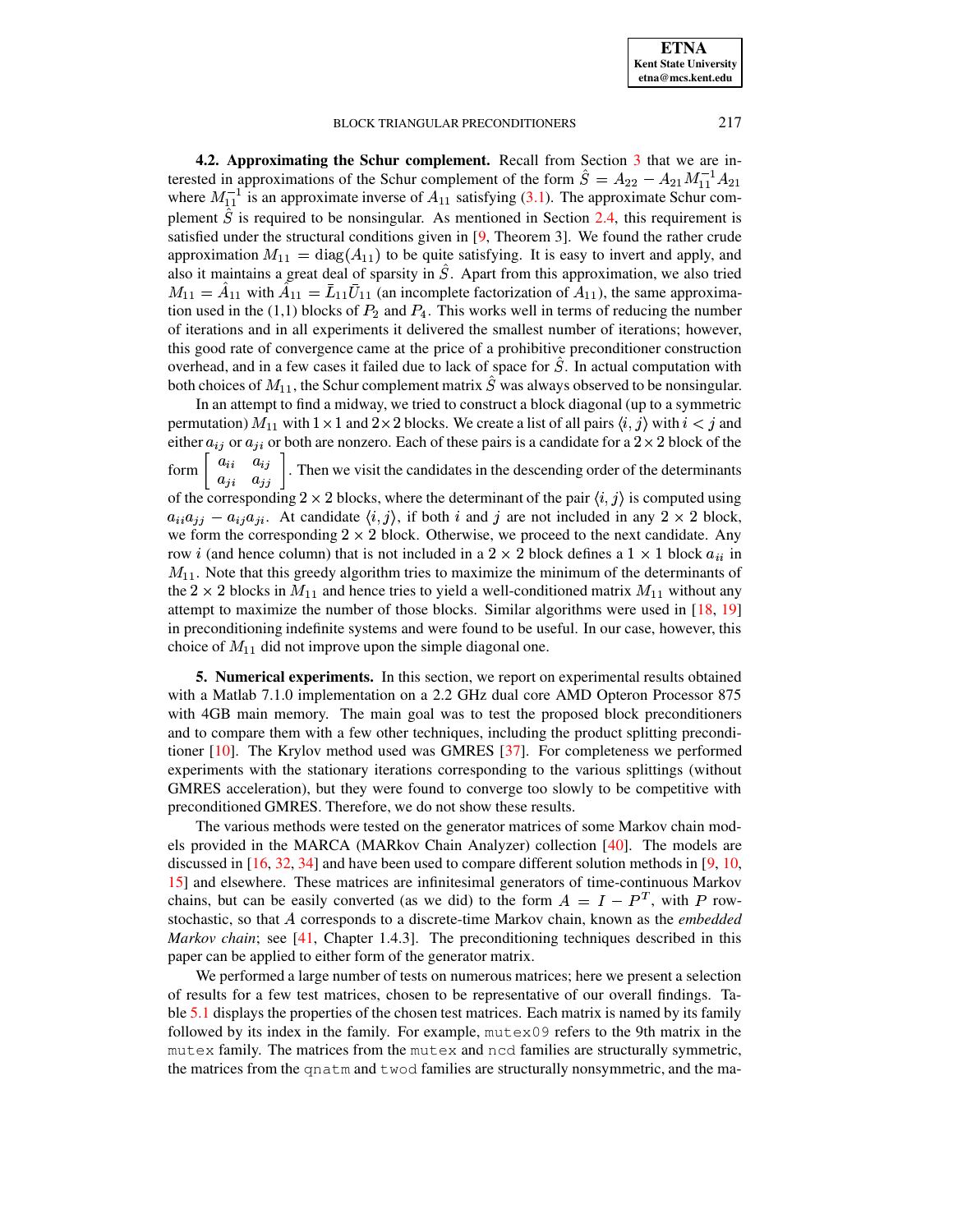**4.2. Approximating the Schur complement.** Recall from Section 3 that we are interested in approximations of the Schur complement of the form $\hat{S} = A_{22} - A_{21}M_{11}^{-1}A_{21}$ where $M_{11}^{-1}$ is an approximate inverse of $A_{11}$ satisfying (3.1). The approximate Schur complement $\hat{S}$ is required to be nonsingular. As mentioned in Section 2.4, this requirement is satisfied under the structural conditions given in [9, Theorem 3]. We found the rather crude approximation $M_{11} = \mathrm{diag}(A_{11})$ to be quite satisfying. It is easy to invert and apply, and also it maintains a great deal of sparsity in $\hat{S}$. Apart from this approximation, we also tried $M_{11} = \hat{A}_{11}$ with $\hat{A}_{11} = \bar{L}_{11}\bar{U}_{11}$ (an incomplete factorization of $A_{11}$), the same approximation used in the (1,1) blocks of $P_2$ and $P_4$. This works well in terms of reducing the number of iterations and in all experiments it delivered the smallest number of iterations; however, this good rate of convergence came at the price of a prohibitive preconditioner construction overhead, and in a few cases it failed due to lack of space for $\hat{S}$. In actual computation with both choices of $M_{11}$, the Schur complement matrix $\hat{S}$ was always observed to be nonsingular.

In an attempt to find a midway, we tried to construct a block diagonal (up to a symmetric permutation) $M_{11}$ with $1\times1$ and $2\times2$ blocks. We create a list of all pairs $\langle i, j\rangle$ with $i < j$ and either $a_{ij}$ or $a_{ji}$ or both are nonzero. Each of these pairs is a candidate for a $2\times2$ block of the form $\begin{bmatrix} a_{ii} & a_{ij} \\ a_{ji} & a_{jj} \end{bmatrix}$. Then we visit the candidates in the descending order of the determinants of the corresponding $2\times2$ blocks, where the determinant of the pair $\langle i, j\rangle$ is computed using $a_{ii}a_{jj} - a_{ij}a_{ji}$. At candidate $\langle i, j\rangle$, if both $i$ and $j$ are not included in any $2\times2$ block, we form the corresponding $2\times2$ block. Otherwise, we proceed to the next candidate. Any row $i$ (and hence column) that is not included in a $2\times2$ block defines a $1\times1$ block $a_{ii}$ in $M_{11}$. Note that this greedy algorithm tries to maximize the minimum of the determinants of the $2\times2$ blocks in $M_{11}$ and hence tries to yield a well-conditioned matrix $M_{11}$ without any attempt to maximize the number of those blocks. Similar algorithms were used in [18, 19] in preconditioning indefinite systems and were found to be useful. In our case, however, this choice of $M_{11}$ did not improve upon the simple diagonal one.

**5. Numerical experiments.** In this section, we report on experimental results obtained with a Matlab 7.1.0 implementation on a 2.2 GHz dual core AMD Opteron Processor 875 with 4GB main memory. The main goal was to test the proposed block preconditioners and to compare them with a few other techniques, including the product splitting preconditioner [10]. The Krylov method used was GMRES [37]. For completeness we performed experiments with the stationary iterations corresponding to the various splittings (without GMRES acceleration), but they were found to converge too slowly to be competitive with preconditioned GMRES. Therefore, we do not show these results.

The various methods were tested on the generator matrices of some Markov chain models provided in the MARCA (MARkov Chain Analyzer) collection [40]. The models are discussed in [16, 32, 34] and have been used to compare different solution methods in [9, 10, 15] and elsewhere. These matrices are infinitesimal generators of time-continuous Markov chains, but can be easily converted (as we did) to the form $A = I - P^T$, with $P$ row-stochastic, so that $A$ corresponds to a discrete-time Markov chain, known as the *embedded Markov chain*; see [41, Chapter 1.4.3]. The preconditioning techniques described in this paper can be applied to either form of the generator matrix.

We performed a large number of tests on numerous matrices; here we present a selection of results for a few test matrices, chosen to be representative of our overall findings. Table 5.1 displays the properties of the chosen test matrices. Each matrix is named by its family followed by its index in the family. For example, `mutex09` refers to the 9th matrix in the `mutex` family. The matrices from the `mutex` and `ncd` families are structurally symmetric, the matrices from the `qnatm` and `twod` families are structurally nonsymmetric, and the ma-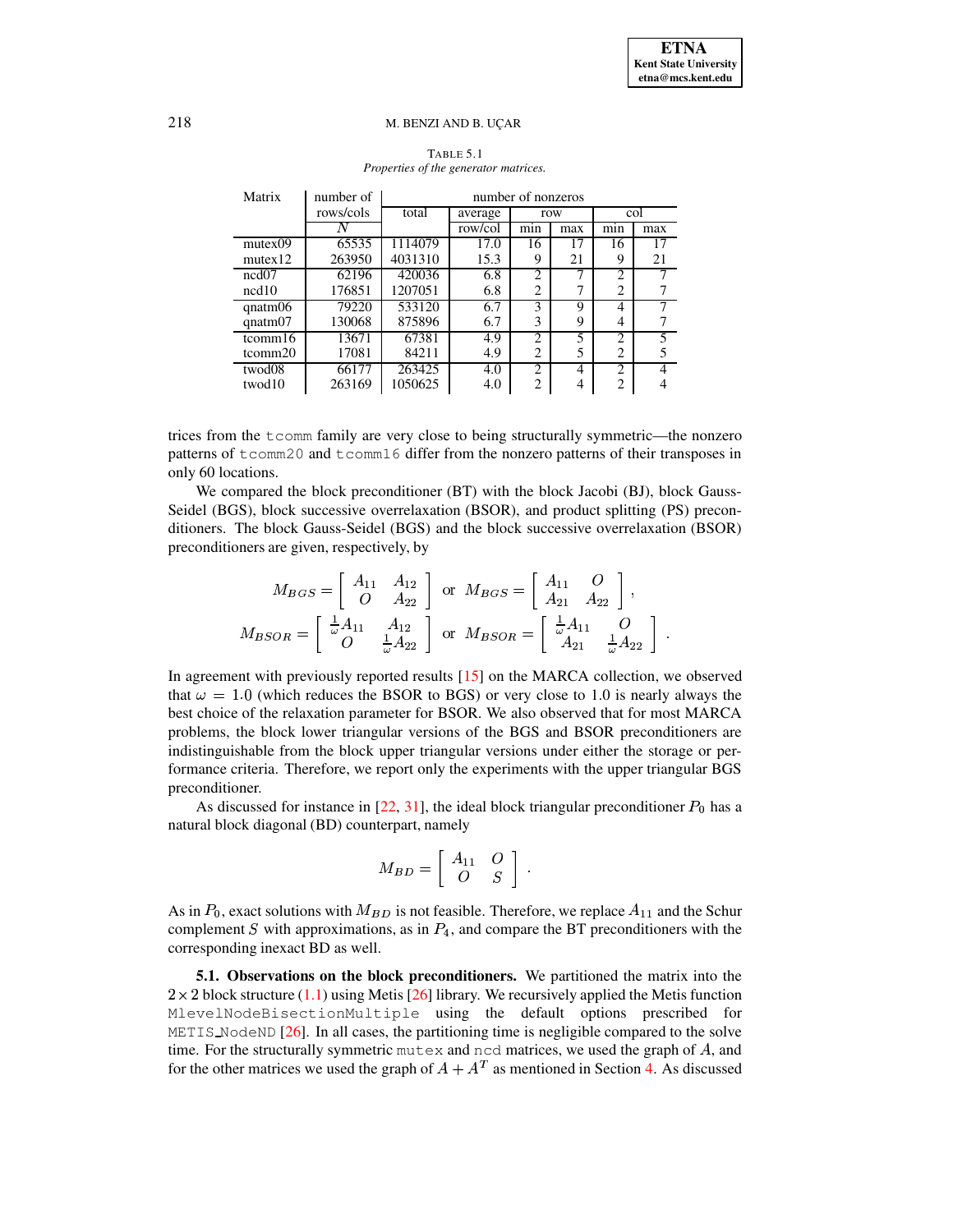TABLE 5.1
*Properties of the generator matrices.*

| Matrix | number of rows/cols | number of nonzeros | | | | | |
|---|---|---|---|---|---|---|---|
| | | total | average | row | | col | |
| | $N$ | | row/col | min | max | min | max |
| mutex09 | 65535 | 1114079 | 17.0 | 16 | 17 | 16 | 17 |
| mutex12 | 263950 | 4031310 | 15.3 | 9 | 21 | 9 | 21 |
| ncd07 | 62196 | 420036 | 6.8 | 2 | 7 | 2 | 7 |
| ncd10 | 176851 | 1207051 | 6.8 | 2 | 7 | 2 | 7 |
| qnatm06 | 79220 | 533120 | 6.7 | 3 | 9 | 4 | 7 |
| qnatm07 | 130068 | 875896 | 6.7 | 3 | 9 | 4 | 7 |
| tcomm16 | 13671 | 67381 | 4.9 | 2 | 5 | 2 | 5 |
| tcomm20 | 17081 | 84211 | 4.9 | 2 | 5 | 2 | 5 |
| twod08 | 66177 | 263425 | 4.0 | 2 | 4 | 2 | 4 |
| twod10 | 263169 | 1050625 | 4.0 | 2 | 4 | 2 | 4 |

trices from the `tcomm` family are very close to being structurally symmetric—the nonzero patterns of `tcomm20` and `tcomm16` differ from the nonzero patterns of their transposes in only 60 locations.

We compared the block preconditioner (BT) with the block Jacobi (BJ), block Gauss-Seidel (BGS), block successive overrelaxation (BSOR), and product splitting (PS) preconditioners. The block Gauss-Seidel (BGS) and the block successive overrelaxation (BSOR) preconditioners are given, respectively, by

$$M_{BGS} = \begin{bmatrix} A_{11} & A_{12} \\ O & A_{22} \end{bmatrix} \text{ or } M_{BGS} = \begin{bmatrix} A_{11} & O \\ A_{21} & A_{22} \end{bmatrix},$$
$$M_{BSOR} = \begin{bmatrix} \frac{1}{\omega}A_{11} & A_{12} \\ O & \frac{1}{\omega}A_{22} \end{bmatrix} \text{ or } M_{BSOR} = \begin{bmatrix} \frac{1}{\omega}A_{11} & O \\ A_{21} & \frac{1}{\omega}A_{22} \end{bmatrix}.$$

In agreement with previously reported results [15] on the MARCA collection, we observed that $\omega = 1.0$ (which reduces the BSOR to BGS) or very close to 1.0 is nearly always the best choice of the relaxation parameter for BSOR. We also observed that for most MARCA problems, the block lower triangular versions of the BGS and BSOR preconditioners are indistinguishable from the block upper triangular versions under either the storage or performance criteria. Therefore, we report only the experiments with the upper triangular BGS preconditioner.

As discussed for instance in [22, 31], the ideal block triangular preconditioner $P_0$ has a natural block diagonal (BD) counterpart, namely

$$M_{BD} = \begin{bmatrix} A_{11} & O \\ O & S \end{bmatrix}.$$

As in $P_0$, exact solutions with $M_{BD}$ is not feasible. Therefore, we replace $A_{11}$ and the Schur complement $S$ with approximations, as in $P_4$, and compare the BT preconditioners with the corresponding inexact BD as well.

**5.1. Observations on the block preconditioners.** We partitioned the matrix into the $2 \times 2$ block structure (1.1) using Metis [26] library. We recursively applied the Metis function `MlevelNodeBisectionMultiple` using the default options prescribed for `METIS_NodeND` [26]. In all cases, the partitioning time is negligible compared to the solve time. For the structurally symmetric `mutex` and `ncd` matrices, we used the graph of $A$, and for the other matrices we used the graph of $A + A^T$ as mentioned in Section 4. As discussed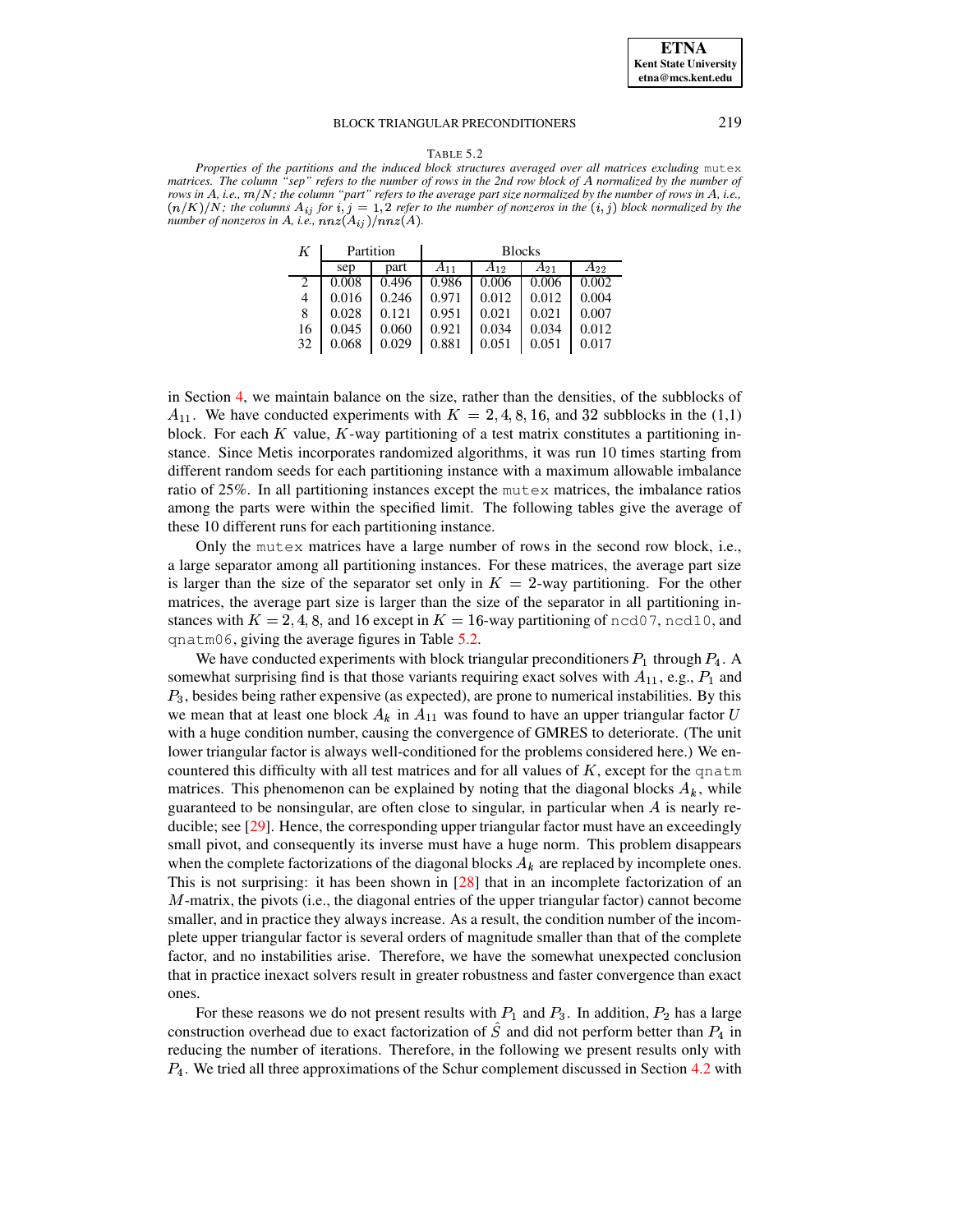TABLE 5.2

*Properties of the partitions and the induced block structures averaged over all matrices excluding* `mutex` *matrices. The column "sep" refers to the number of rows in the 2nd row block of $A$ normalized by the number of rows in $A$, i.e., $m/N$; the column "part" refers to the average part size normalized by the number of rows in $A$, i.e., $(n/K)/N$; the columns $A_{ij}$ for $i, j = 1, 2$ refer to the number of nonzeros in the $(i, j)$ block normalized by the number of nonzeros in $A$, i.e., $nnz(A_{ij})/nnz(A)$.*

| $K$ | Partition | | Blocks | | | |
|---|---|---|---|---|---|---|
| | sep | part | $A_{11}$ | $A_{12}$ | $A_{21}$ | $A_{22}$ |
| 2 | 0.008 | 0.496 | 0.986 | 0.006 | 0.006 | 0.002 |
| 4 | 0.016 | 0.246 | 0.971 | 0.012 | 0.012 | 0.004 |
| 8 | 0.028 | 0.121 | 0.951 | 0.021 | 0.021 | 0.007 |
| 16 | 0.045 | 0.060 | 0.921 | 0.034 | 0.034 | 0.012 |
| 32 | 0.068 | 0.029 | 0.881 | 0.051 | 0.051 | 0.017 |

in Section 4, we maintain balance on the size, rather than the densities, of the subblocks of $A_{11}$. We have conducted experiments with $K = 2, 4, 8, 16$, and $32$ subblocks in the (1,1) block. For each $K$ value, $K$-way partitioning of a test matrix constitutes a partitioning instance. Since Metis incorporates randomized algorithms, it was run 10 times starting from different random seeds for each partitioning instance with a maximum allowable imbalance ratio of 25%. In all partitioning instances except the `mutex` matrices, the imbalance ratios among the parts were within the specified limit. The following tables give the average of these 10 different runs for each partitioning instance.

Only the `mutex` matrices have a large number of rows in the second row block, i.e., a large separator among all partitioning instances. For these matrices, the average part size is larger than the size of the separator set only in $K = 2$-way partitioning. For the other matrices, the average part size is larger than the size of the separator in all partitioning instances with $K = 2, 4, 8$, and $16$ except in $K = 16$-way partitioning of `ncd07`, `ncd10`, and `qnatm06`, giving the average figures in Table 5.2.

We have conducted experiments with block triangular preconditioners $P_1$ through $P_4$. A somewhat surprising find is that those variants requiring exact solves with $A_{11}$, e.g., $P_1$ and $P_3$, besides being rather expensive (as expected), are prone to numerical instabilities. By this we mean that at least one block $A_k$ in $A_{11}$ was found to have an upper triangular factor $U$ with a huge condition number, causing the convergence of GMRES to deteriorate. (The unit lower triangular factor is always well-conditioned for the problems considered here.) We encountered this difficulty with all test matrices and for all values of $K$, except for the `qnatm` matrices. This phenomenon can be explained by noting that the diagonal blocks $A_k$, while guaranteed to be nonsingular, are often close to singular, in particular when $A$ is nearly reducible; see [29]. Hence, the corresponding upper triangular factor must have an exceedingly small pivot, and consequently its inverse must have a huge norm. This problem disappears when the complete factorizations of the diagonal blocks $A_k$ are replaced by incomplete ones. This is not surprising: it has been shown in [28] that in an incomplete factorization of an $M$-matrix, the pivots (i.e., the diagonal entries of the upper triangular factor) cannot become smaller, and in practice they always increase. As a result, the condition number of the incomplete upper triangular factor is several orders of magnitude smaller than that of the complete factor, and no instabilities arise. Therefore, we have the somewhat unexpected conclusion that in practice inexact solvers result in greater robustness and faster convergence than exact ones.

For these reasons we do not present results with $P_1$ and $P_3$. In addition, $P_2$ has a large construction overhead due to exact factorization of $\hat{S}$ and did not perform better than $P_4$ in reducing the number of iterations. Therefore, in the following we present results only with $P_4$. We tried all three approximations of the Schur complement discussed in Section 4.2 with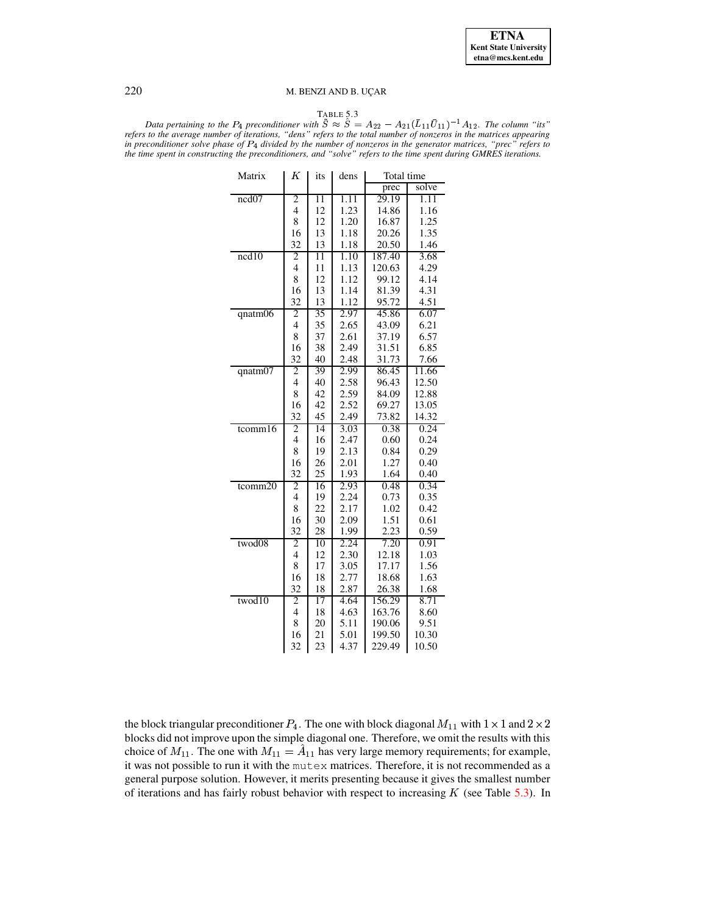TABLE 5.3

*Data pertaining to the $P_4$ preconditioner with $\tilde{S} \approx \hat{S} = A_{22} - A_{21}(\bar{L}_{11}\bar{U}_{11})^{-1}A_{12}$. The column "its" refers to the average number of iterations, "dens" refers to the total number of nonzeros in the matrices appearing in preconditioner solve phase of $P_4$ divided by the number of nonzeros in the generator matrices, "prec" refers to the time spent in constructing the preconditioners, and "solve" refers to the time spent during GMRES iterations.*

| Matrix | $K$ | its | dens | Total time | |
|---|---|---|---|---|---|
| | | | | prec | solve |
| ncd07 | 2 | 11 | 1.11 | 29.19 | 1.11 |
| | 4 | 12 | 1.23 | 14.86 | 1.16 |
| | 8 | 12 | 1.20 | 16.87 | 1.25 |
| | 16 | 13 | 1.18 | 20.26 | 1.35 |
| | 32 | 13 | 1.18 | 20.50 | 1.46 |
| ncd10 | 2 | 11 | 1.10 | 187.40 | 3.68 |
| | 4 | 11 | 1.13 | 120.63 | 4.29 |
| | 8 | 12 | 1.12 | 99.12 | 4.14 |
| | 16 | 13 | 1.14 | 81.39 | 4.31 |
| | 32 | 13 | 1.12 | 95.72 | 4.51 |
| qnatm06 | 2 | 35 | 2.97 | 45.86 | 6.07 |
| | 4 | 35 | 2.65 | 43.09 | 6.21 |
| | 8 | 37 | 2.61 | 37.19 | 6.57 |
| | 16 | 38 | 2.49 | 31.51 | 6.85 |
| | 32 | 40 | 2.48 | 31.73 | 7.66 |
| qnatm07 | 2 | 39 | 2.99 | 86.45 | 11.66 |
| | 4 | 40 | 2.58 | 96.43 | 12.50 |
| | 8 | 42 | 2.59 | 84.09 | 12.88 |
| | 16 | 42 | 2.52 | 69.27 | 13.05 |
| | 32 | 45 | 2.49 | 73.82 | 14.32 |
| tcomm16 | 2 | 14 | 3.03 | 0.38 | 0.24 |
| | 4 | 16 | 2.47 | 0.60 | 0.24 |
| | 8 | 19 | 2.13 | 0.84 | 0.29 |
| | 16 | 26 | 2.01 | 1.27 | 0.40 |
| | 32 | 25 | 1.93 | 1.64 | 0.40 |
| tcomm20 | 2 | 16 | 2.93 | 0.48 | 0.34 |
| | 4 | 19 | 2.24 | 0.73 | 0.35 |
| | 8 | 22 | 2.17 | 1.02 | 0.42 |
| | 16 | 30 | 2.09 | 1.51 | 0.61 |
| | 32 | 28 | 1.99 | 2.23 | 0.59 |
| twod08 | 2 | 10 | 2.24 | 7.20 | 0.91 |
| | 4 | 12 | 2.30 | 12.18 | 1.03 |
| | 8 | 17 | 3.05 | 17.17 | 1.56 |
| | 16 | 18 | 2.77 | 18.68 | 1.63 |
| | 32 | 18 | 2.87 | 26.38 | 1.68 |
| twod10 | 2 | 17 | 4.64 | 156.29 | 8.71 |
| | 4 | 18 | 4.63 | 163.76 | 8.60 |
| | 8 | 20 | 5.11 | 190.06 | 9.51 |
| | 16 | 21 | 5.01 | 199.50 | 10.30 |
| | 32 | 23 | 4.37 | 229.49 | 10.50 |

the block triangular preconditioner $P_4$. The one with block diagonal $M_{11}$ with $1 \times 1$ and $2 \times 2$ blocks did not improve upon the simple diagonal one. Therefore, we omit the results with this choice of $M_{11}$. The one with $M_{11} = \hat{A}_{11}$ has very large memory requirements; for example, it was not possible to run it with the `mutex` matrices. Therefore, it is not recommended as a general purpose solution. However, it merits presenting because it gives the smallest number of iterations and has fairly robust behavior with respect to increasing $K$ (see Table 5.3). In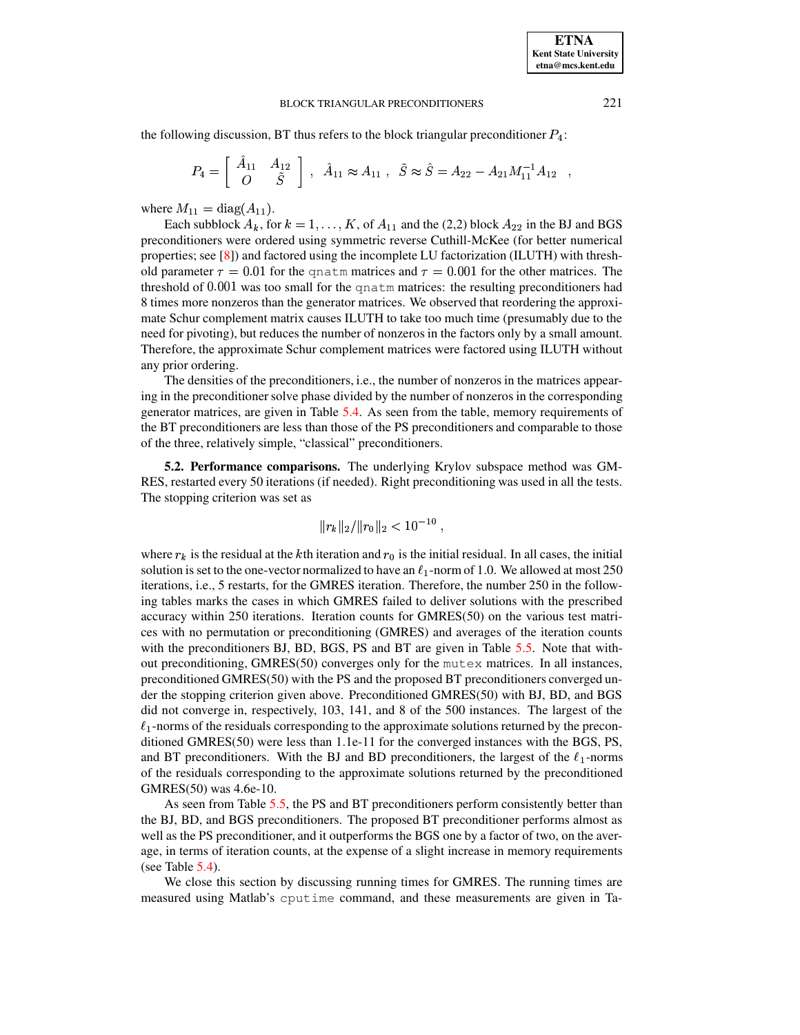the following discussion, BT thus refers to the block triangular preconditioner $P_4$:

$$P_4 = \begin{bmatrix} \hat{A}_{11} & A_{12} \\ O & \tilde{S} \end{bmatrix} , \quad \hat{A}_{11} \approx A_{11} , \quad \tilde{S} \approx \hat{S} = A_{22} - A_{21} M_{11}^{-1} A_{12} \quad ,$$

where $M_{11} = \text{diag}(A_{11})$.

Each subblock $A_k$, for $k = 1, \ldots, K$, of $A_{11}$ and the (2,2) block $A_{22}$ in the BJ and BGS preconditioners were ordered using symmetric reverse Cuthill-McKee (for better numerical properties; see [8]) and factored using the incomplete LU factorization (ILUTH) with threshold parameter $\tau = 0.01$ for the `qnatm` matrices and $\tau = 0.001$ for the other matrices. The threshold of $0.001$ was too small for the `qnatm` matrices: the resulting preconditioners had 8 times more nonzeros than the generator matrices. We observed that reordering the approximate Schur complement matrix causes ILUTH to take too much time (presumably due to the need for pivoting), but reduces the number of nonzeros in the factors only by a small amount. Therefore, the approximate Schur complement matrices were factored using ILUTH without any prior ordering.

The densities of the preconditioners, i.e., the number of nonzeros in the matrices appearing in the preconditioner solve phase divided by the number of nonzeros in the corresponding generator matrices, are given in Table 5.4. As seen from the table, memory requirements of the BT preconditioners are less than those of the PS preconditioners and comparable to those of the three, relatively simple, "classical" preconditioners.

**5.2. Performance comparisons.** The underlying Krylov subspace method was GMRES, restarted every 50 iterations (if needed). Right preconditioning was used in all the tests. The stopping criterion was set as

$$\|r_k\|_2 / \|r_0\|_2 < 10^{-10} ,$$

where $r_k$ is the residual at the $k$th iteration and $r_0$ is the initial residual. In all cases, the initial solution is set to the one-vector normalized to have an $\ell_1$-norm of 1.0. We allowed at most 250 iterations, i.e., 5 restarts, for the GMRES iteration. Therefore, the number 250 in the following tables marks the cases in which GMRES failed to deliver solutions with the prescribed accuracy within 250 iterations. Iteration counts for GMRES(50) on the various test matrices with no permutation or preconditioning (GMRES) and averages of the iteration counts with the preconditioners BJ, BD, BGS, PS and BT are given in Table 5.5. Note that without preconditioning, GMRES(50) converges only for the `mutex` matrices. In all instances, preconditioned GMRES(50) with the PS and the proposed BT preconditioners converged under the stopping criterion given above. Preconditioned GMRES(50) with BJ, BD, and BGS did not converge in, respectively, 103, 141, and 8 of the 500 instances. The largest of the $\ell_1$-norms of the residuals corresponding to the approximate solutions returned by the preconditioned GMRES(50) were less than 1.1e-11 for the converged instances with the BGS, PS, and BT preconditioners. With the BJ and BD preconditioners, the largest of the $\ell_1$-norms of the residuals corresponding to the approximate solutions returned by the preconditioned GMRES(50) was 4.6e-10.

As seen from Table 5.5, the PS and BT preconditioners perform consistently better than the BJ, BD, and BGS preconditioners. The proposed BT preconditioner performs almost as well as the PS preconditioner, and it outperforms the BGS one by a factor of two, on the average, in terms of iteration counts, at the expense of a slight increase in memory requirements (see Table 5.4).

We close this section by discussing running times for GMRES. The running times are measured using Matlab's `cputime` command, and these measurements are given in Ta-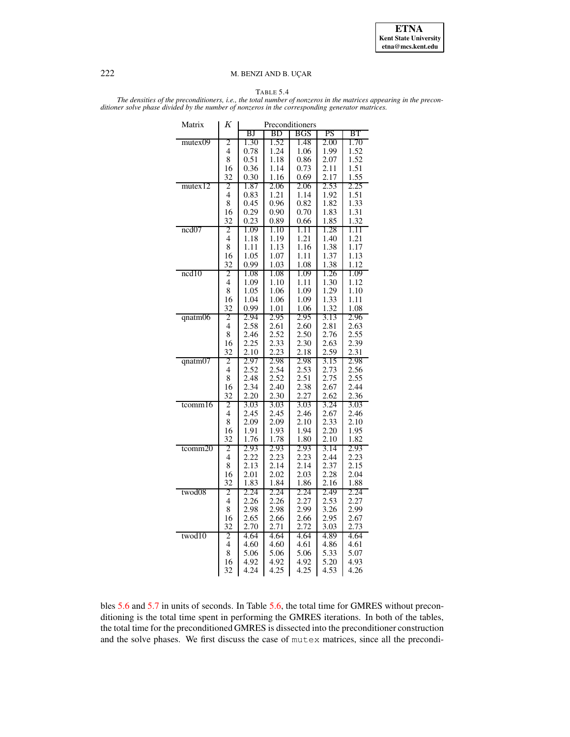TABLE 5.4

*The densities of the preconditioners, i.e., the total number of nonzeros in the matrices appearing in the preconditioner solve phase divided by the number of nonzeros in the corresponding generator matrices.*

| Matrix | $K$ | Preconditioners | | | | |
|---|---|---|---|---|---|---|
| | | BJ | BD | BGS | PS | BT |
| mutex09 | 2 | 1.30 | 1.52 | 1.48 | 2.00 | 1.70 |
| | 4 | 0.78 | 1.24 | 1.06 | 1.99 | 1.52 |
| | 8 | 0.51 | 1.18 | 0.86 | 2.07 | 1.52 |
| | 16 | 0.36 | 1.14 | 0.73 | 2.11 | 1.51 |
| | 32 | 0.30 | 1.16 | 0.69 | 2.17 | 1.55 |
| mutex12 | 2 | 1.87 | 2.06 | 2.06 | 2.53 | 2.25 |
| | 4 | 0.83 | 1.21 | 1.14 | 1.92 | 1.51 |
| | 8 | 0.45 | 0.96 | 0.82 | 1.82 | 1.33 |
| | 16 | 0.29 | 0.90 | 0.70 | 1.83 | 1.31 |
| | 32 | 0.23 | 0.89 | 0.66 | 1.85 | 1.32 |
| ncd07 | 2 | 1.09 | 1.10 | 1.11 | 1.28 | 1.11 |
| | 4 | 1.18 | 1.19 | 1.21 | 1.40 | 1.21 |
| | 8 | 1.11 | 1.13 | 1.16 | 1.38 | 1.17 |
| | 16 | 1.05 | 1.07 | 1.11 | 1.37 | 1.13 |
| | 32 | 0.99 | 1.03 | 1.08 | 1.38 | 1.12 |
| ncd10 | 2 | 1.08 | 1.08 | 1.09 | 1.26 | 1.09 |
| | 4 | 1.09 | 1.10 | 1.11 | 1.30 | 1.12 |
| | 8 | 1.05 | 1.06 | 1.09 | 1.29 | 1.10 |
| | 16 | 1.04 | 1.06 | 1.09 | 1.33 | 1.11 |
| | 32 | 0.99 | 1.01 | 1.06 | 1.32 | 1.08 |
| qnatm06 | 2 | 2.94 | 2.95 | 2.95 | 3.13 | 2.96 |
| | 4 | 2.58 | 2.61 | 2.60 | 2.81 | 2.63 |
| | 8 | 2.46 | 2.52 | 2.50 | 2.76 | 2.55 |
| | 16 | 2.25 | 2.33 | 2.30 | 2.63 | 2.39 |
| | 32 | 2.10 | 2.23 | 2.18 | 2.59 | 2.31 |
| qnatm07 | 2 | 2.97 | 2.98 | 2.98 | 3.15 | 2.98 |
| | 4 | 2.52 | 2.54 | 2.53 | 2.73 | 2.56 |
| | 8 | 2.48 | 2.52 | 2.51 | 2.75 | 2.55 |
| | 16 | 2.34 | 2.40 | 2.38 | 2.67 | 2.44 |
| | 32 | 2.20 | 2.30 | 2.27 | 2.62 | 2.36 |
| tcomm16 | 2 | 3.03 | 3.03 | 3.03 | 3.24 | 3.03 |
| | 4 | 2.45 | 2.45 | 2.46 | 2.67 | 2.46 |
| | 8 | 2.09 | 2.09 | 2.10 | 2.33 | 2.10 |
| | 16 | 1.91 | 1.93 | 1.94 | 2.20 | 1.95 |
| | 32 | 1.76 | 1.78 | 1.80 | 2.10 | 1.82 |
| tcomm20 | 2 | 2.93 | 2.93 | 2.93 | 3.14 | 2.93 |
| | 4 | 2.22 | 2.23 | 2.23 | 2.44 | 2.23 |
| | 8 | 2.13 | 2.14 | 2.14 | 2.37 | 2.15 |
| | 16 | 2.01 | 2.02 | 2.03 | 2.28 | 2.04 |
| | 32 | 1.83 | 1.84 | 1.86 | 2.16 | 1.88 |
| twod08 | 2 | 2.24 | 2.24 | 2.24 | 2.49 | 2.24 |
| | 4 | 2.26 | 2.26 | 2.27 | 2.53 | 2.27 |
| | 8 | 2.98 | 2.98 | 2.99 | 3.26 | 2.99 |
| | 16 | 2.65 | 2.66 | 2.66 | 2.95 | 2.67 |
| | 32 | 2.70 | 2.71 | 2.72 | 3.03 | 2.73 |
| twod10 | 2 | 4.64 | 4.64 | 4.64 | 4.89 | 4.64 |
| | 4 | 4.60 | 4.60 | 4.61 | 4.86 | 4.61 |
| | 8 | 5.06 | 5.06 | 5.06 | 5.33 | 5.07 |
| | 16 | 4.92 | 4.92 | 4.92 | 5.20 | 4.93 |
| | 32 | 4.24 | 4.25 | 4.25 | 4.53 | 4.26 |

bles 5.6 and 5.7 in units of seconds. In Table 5.6, the total time for GMRES without preconditioning is the total time spent in performing the GMRES iterations. In both of the tables, the total time for the preconditioned GMRES is dissected into the preconditioner construction and the solve phases. We first discuss the case of `mutex` matrices, since all the precondi-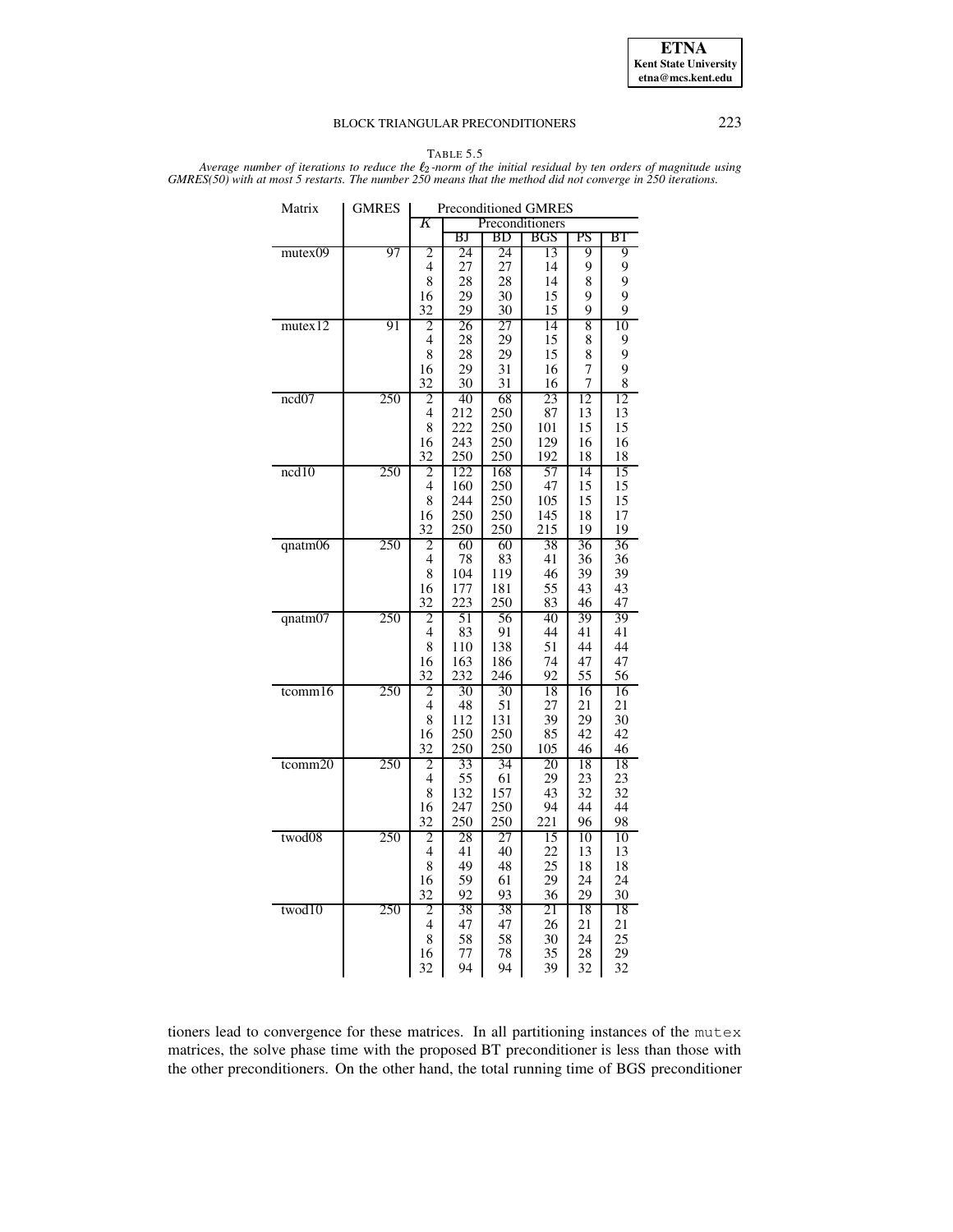TABLE 5.5

*Average number of iterations to reduce the $\ell_2$-norm of the initial residual by ten orders of magnitude using GMRES(50) with at most 5 restarts. The number 250 means that the method did not converge in 250 iterations.*

| Matrix | GMRES | Preconditioned GMRES | | | | | |
|---|---|---|---|---|---|---|---|
| | | $K$ | Preconditioners | | | | |
| | | | BJ | BD | BGS | PS | BT |
| mutex09 | 97 | 2 | 24 | 24 | 13 | 9 | 9 |
| | | 4 | 27 | 27 | 14 | 9 | 9 |
| | | 8 | 28 | 28 | 14 | 8 | 9 |
| | | 16 | 29 | 30 | 15 | 9 | 9 |
| | | 32 | 29 | 30 | 15 | 9 | 9 |
| mutex12 | 91 | 2 | 26 | 27 | 14 | 8 | 10 |
| | | 4 | 28 | 29 | 15 | 8 | 9 |
| | | 8 | 28 | 29 | 15 | 8 | 9 |
| | | 16 | 29 | 31 | 16 | 7 | 9 |
| | | 32 | 30 | 31 | 16 | 7 | 8 |
| ncd07 | 250 | 2 | 40 | 68 | 23 | 12 | 12 |
| | | 4 | 212 | 250 | 87 | 13 | 13 |
| | | 8 | 222 | 250 | 101 | 15 | 15 |
| | | 16 | 243 | 250 | 129 | 16 | 16 |
| | | 32 | 250 | 250 | 192 | 18 | 18 |
| ncd10 | 250 | 2 | 122 | 168 | 57 | 14 | 15 |
| | | 4 | 160 | 250 | 47 | 15 | 15 |
| | | 8 | 244 | 250 | 105 | 15 | 15 |
| | | 16 | 250 | 250 | 145 | 18 | 17 |
| | | 32 | 250 | 250 | 215 | 19 | 19 |
| qnatm06 | 250 | 2 | 60 | 60 | 38 | 36 | 36 |
| | | 4 | 78 | 83 | 41 | 36 | 36 |
| | | 8 | 104 | 119 | 46 | 39 | 39 |
| | | 16 | 177 | 181 | 55 | 43 | 43 |
| | | 32 | 223 | 250 | 83 | 46 | 47 |
| qnatm07 | 250 | 2 | 51 | 56 | 40 | 39 | 39 |
| | | 4 | 83 | 91 | 44 | 41 | 41 |
| | | 8 | 110 | 138 | 51 | 44 | 44 |
| | | 16 | 163 | 186 | 74 | 47 | 47 |
| | | 32 | 232 | 246 | 92 | 55 | 56 |
| tcomm16 | 250 | 2 | 30 | 30 | 18 | 16 | 16 |
| | | 4 | 48 | 51 | 27 | 21 | 21 |
| | | 8 | 112 | 131 | 39 | 29 | 30 |
| | | 16 | 250 | 250 | 85 | 42 | 42 |
| | | 32 | 250 | 250 | 105 | 46 | 46 |
| tcomm20 | 250 | 2 | 33 | 34 | 20 | 18 | 18 |
| | | 4 | 55 | 61 | 29 | 23 | 23 |
| | | 8 | 132 | 157 | 43 | 32 | 32 |
| | | 16 | 247 | 250 | 94 | 44 | 44 |
| | | 32 | 250 | 250 | 221 | 96 | 98 |
| twod08 | 250 | 2 | 28 | 27 | 15 | 10 | 10 |
| | | 4 | 41 | 40 | 22 | 13 | 13 |
| | | 8 | 49 | 48 | 25 | 18 | 18 |
| | | 16 | 59 | 61 | 29 | 24 | 24 |
| | | 32 | 92 | 93 | 36 | 29 | 30 |
| twod10 | 250 | 2 | 38 | 38 | 21 | 18 | 18 |
| | | 4 | 47 | 47 | 26 | 21 | 21 |
| | | 8 | 58 | 58 | 30 | 24 | 25 |
| | | 16 | 77 | 78 | 35 | 28 | 29 |
| | | 32 | 94 | 94 | 39 | 32 | 32 |

tioners lead to convergence for these matrices. In all partitioning instances of the `mutex` matrices, the solve phase time with the proposed BT preconditioner is less than those with the other preconditioners. On the other hand, the total running time of BGS preconditioner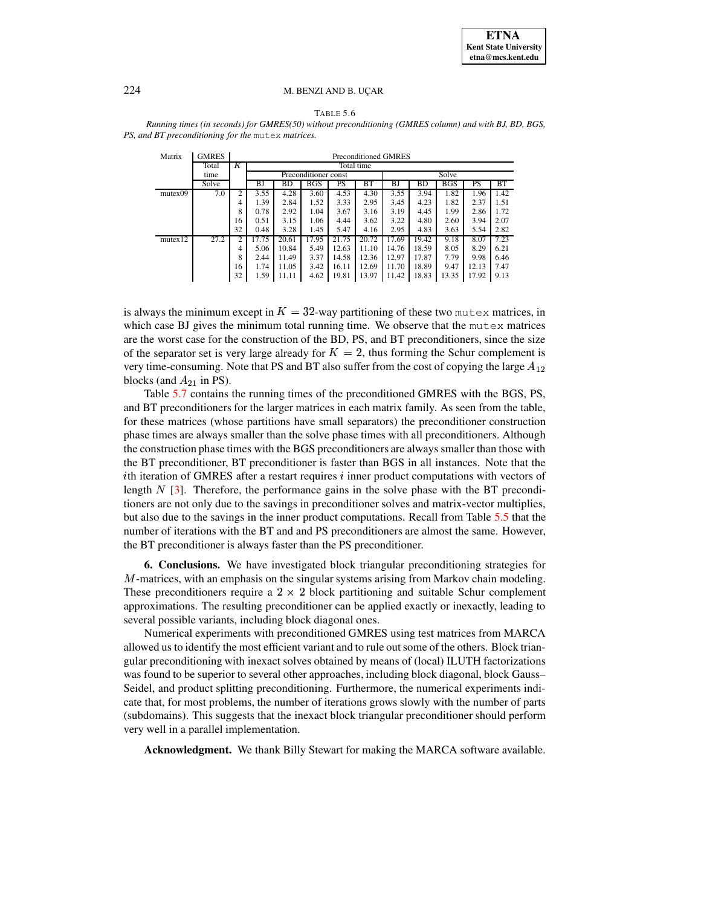TABLE 5.6

*Running times (in seconds) for GMRES(50) without preconditioning (GMRES column) and with BJ, BD, BGS, PS, and BT preconditioning for the* mutex *matrices.*

| Matrix | GMRES | Preconditioned GMRES | | | | | | | | | | |
|---|---|---|---|---|---|---|---|---|---|---|---|---|
| | Total time | $K$ | Total time | | | | | | | | | |
| | | | Preconditioner const | | | | | Solve | | | | |
| | Solve | | BJ | BD | BGS | PS | BT | BJ | BD | BGS | PS | BT |
| mutex09 | 7.0 | 2 | 3.55 | 4.28 | 3.60 | 4.53 | 4.30 | 3.55 | 3.94 | 1.82 | 1.96 | 1.42 |
| | | 4 | 1.39 | 2.84 | 1.52 | 3.33 | 2.95 | 3.45 | 4.23 | 1.82 | 2.37 | 1.51 |
| | | 8 | 0.78 | 2.92 | 1.04 | 3.67 | 3.16 | 3.19 | 4.45 | 1.99 | 2.86 | 1.72 |
| | | 16 | 0.51 | 3.15 | 1.06 | 4.44 | 3.62 | 3.22 | 4.80 | 2.60 | 3.94 | 2.07 |
| | | 32 | 0.48 | 3.28 | 1.45 | 5.47 | 4.16 | 2.95 | 4.83 | 3.63 | 5.54 | 2.82 |
| mutex12 | 27.2 | 2 | 17.75 | 20.61 | 17.95 | 21.75 | 20.72 | 17.69 | 19.42 | 9.18 | 8.07 | 7.23 |
| | | 4 | 5.06 | 10.84 | 5.49 | 12.63 | 11.10 | 14.76 | 18.59 | 8.05 | 8.29 | 6.21 |
| | | 8 | 2.44 | 11.49 | 3.37 | 14.58 | 12.36 | 12.97 | 17.87 | 7.79 | 9.98 | 6.46 |
| | | 16 | 1.74 | 11.05 | 3.42 | 16.11 | 12.69 | 11.70 | 18.89 | 9.47 | 12.13 | 7.47 |
| | | 32 | 1.59 | 11.11 | 4.62 | 19.81 | 13.97 | 11.42 | 18.83 | 13.35 | 17.92 | 9.13 |

is always the minimum except in $K = 32$-way partitioning of these two mutex matrices, in which case BJ gives the minimum total running time. We observe that the mutex matrices are the worst case for the construction of the BD, PS, and BT preconditioners, since the size of the separator set is very large already for $K = 2$, thus forming the Schur complement is very time-consuming. Note that PS and BT also suffer from the cost of copying the large $A_{12}$ blocks (and $A_{21}$ in PS).

Table 5.7 contains the running times of the preconditioned GMRES with the BGS, PS, and BT preconditioners for the larger matrices in each matrix family. As seen from the table, for these matrices (whose partitions have small separators) the preconditioner construction phase times are always smaller than the solve phase times with all preconditioners. Although the construction phase times with the BGS preconditioners are always smaller than those with the BT preconditioner, BT preconditioner is faster than BGS in all instances. Note that the $i$th iteration of GMRES after a restart requires $i$ inner product computations with vectors of length $N$ [3]. Therefore, the performance gains in the solve phase with the BT preconditioners are not only due to the savings in preconditioner solves and matrix-vector multiplies, but also due to the savings in the inner product computations. Recall from Table 5.5 that the number of iterations with the BT and and PS preconditioners are almost the same. However, the BT preconditioner is always faster than the PS preconditioner.

**6. Conclusions.** We have investigated block triangular preconditioning strategies for $M$-matrices, with an emphasis on the singular systems arising from Markov chain modeling. These preconditioners require a $2 \times 2$ block partitioning and suitable Schur complement approximations. The resulting preconditioner can be applied exactly or inexactly, leading to several possible variants, including block diagonal ones.

Numerical experiments with preconditioned GMRES using test matrices from MARCA allowed us to identify the most efficient variant and to rule out some of the others. Block triangular preconditioning with inexact solves obtained by means of (local) ILUTH factorizations was found to be superior to several other approaches, including block diagonal, block Gauss–Seidel, and product splitting preconditioning. Furthermore, the numerical experiments indicate that, for most problems, the number of iterations grows slowly with the number of parts (subdomains). This suggests that the inexact block triangular preconditioner should perform very well in a parallel implementation.

**Acknowledgment.** We thank Billy Stewart for making the MARCA software available.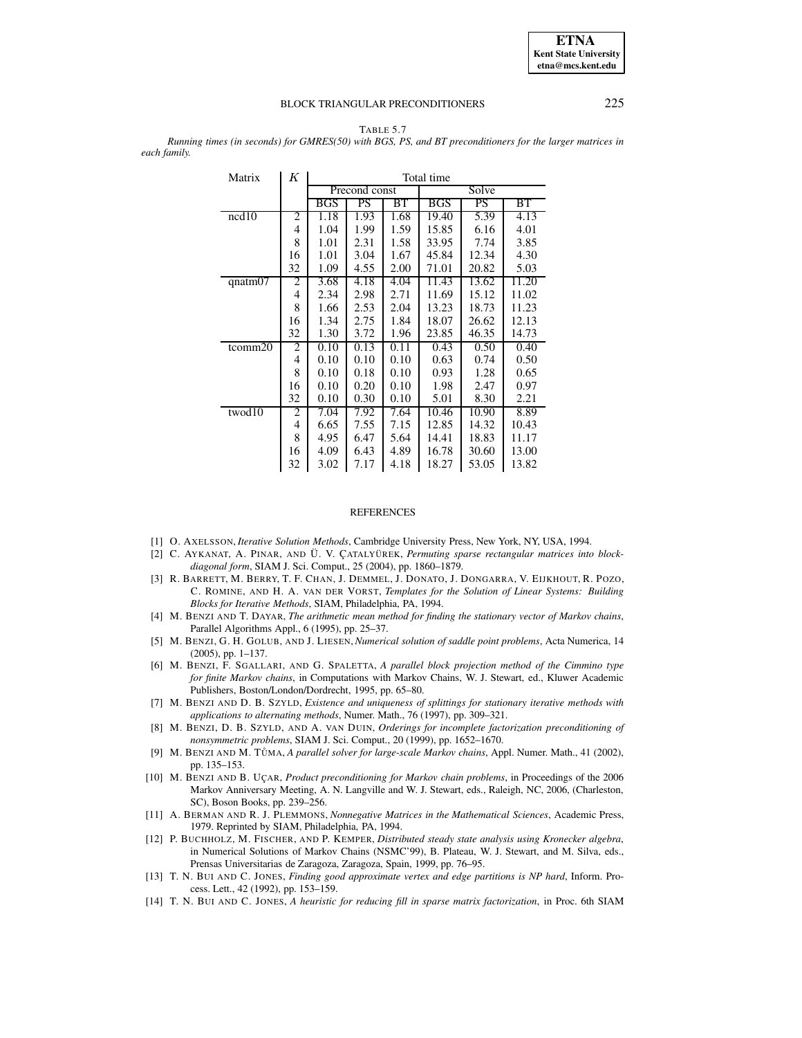TABLE 5.7

*Running times (in seconds) for GMRES(50) with BGS, PS, and BT preconditioners for the larger matrices in each family.*

| Matrix | $K$ | Total time | | | | | |
|---|---|---|---|---|---|---|---|
| | | Precond const | | | Solve | | |
| | | BGS | PS | BT | BGS | PS | BT |
| ncd10 | 2 | 1.18 | 1.93 | 1.68 | 19.40 | 5.39 | 4.13 |
| | 4 | 1.04 | 1.99 | 1.59 | 15.85 | 6.16 | 4.01 |
| | 8 | 1.01 | 2.31 | 1.58 | 33.95 | 7.74 | 3.85 |
| | 16 | 1.01 | 3.04 | 1.67 | 45.84 | 12.34 | 4.30 |
| | 32 | 1.09 | 4.55 | 2.00 | 71.01 | 20.82 | 5.03 |
| qnatm07 | 2 | 3.68 | 4.18 | 4.04 | 11.43 | 13.62 | 11.20 |
| | 4 | 2.34 | 2.98 | 2.71 | 11.69 | 15.12 | 11.02 |
| | 8 | 1.66 | 2.53 | 2.04 | 13.23 | 18.73 | 11.23 |
| | 16 | 1.34 | 2.75 | 1.84 | 18.07 | 26.62 | 12.13 |
| | 32 | 1.30 | 3.72 | 1.96 | 23.85 | 46.35 | 14.73 |
| tcomm20 | 2 | 0.10 | 0.13 | 0.11 | 0.43 | 0.50 | 0.40 |
| | 4 | 0.10 | 0.10 | 0.10 | 0.63 | 0.74 | 0.50 |
| | 8 | 0.10 | 0.18 | 0.10 | 0.93 | 1.28 | 0.65 |
| | 16 | 0.10 | 0.20 | 0.10 | 1.98 | 2.47 | 0.97 |
| | 32 | 0.10 | 0.30 | 0.10 | 5.01 | 8.30 | 2.21 |
| twod10 | 2 | 7.04 | 7.92 | 7.64 | 10.46 | 10.90 | 8.89 |
| | 4 | 6.65 | 7.55 | 7.15 | 12.85 | 14.32 | 10.43 |
| | 8 | 4.95 | 6.47 | 5.64 | 14.41 | 18.83 | 11.17 |
| | 16 | 4.09 | 6.43 | 4.89 | 16.78 | 30.60 | 13.00 |
| | 32 | 3.02 | 7.17 | 4.18 | 18.27 | 53.05 | 13.82 |

## REFERENCES

[1] O. AXELSSON, *Iterative Solution Methods*, Cambridge University Press, New York, NY, USA, 1994.

[2] C. AYKANAT, A. PINAR, AND Ü. V. ÇATALYÜREK, *Permuting sparse rectangular matrices into block-diagonal form*, SIAM J. Sci. Comput., 25 (2004), pp. 1860–1879.

[3] R. BARRETT, M. BERRY, T. F. CHAN, J. DEMMEL, J. DONATO, J. DONGARRA, V. EIJKHOUT, R. POZO, C. ROMINE, AND H. A. VAN DER VORST, *Templates for the Solution of Linear Systems: Building Blocks for Iterative Methods*, SIAM, Philadelphia, PA, 1994.

[4] M. BENZI AND T. DAYAR, *The arithmetic mean method for finding the stationary vector of Markov chains*, Parallel Algorithms Appl., 6 (1995), pp. 25–37.

[5] M. BENZI, G. H. GOLUB, AND J. LIESEN, *Numerical solution of saddle point problems*, Acta Numerica, 14 (2005), pp. 1–137.

[6] M. BENZI, F. SGALLARI, AND G. SPALETTA, *A parallel block projection method of the Cimmino type for finite Markov chains*, in Computations with Markov Chains, W. J. Stewart, ed., Kluwer Academic Publishers, Boston/London/Dordrecht, 1995, pp. 65–80.

[7] M. BENZI AND D. B. SZYLD, *Existence and uniqueness of splittings for stationary iterative methods with applications to alternating methods*, Numer. Math., 76 (1997), pp. 309–321.

[8] M. BENZI, D. B. SZYLD, AND A. VAN DUIN, *Orderings for incomplete factorization preconditioning of nonsymmetric problems*, SIAM J. Sci. Comput., 20 (1999), pp. 1652–1670.

[9] M. BENZI AND M. TŮMA, *A parallel solver for large-scale Markov chains*, Appl. Numer. Math., 41 (2002), pp. 135–153.

[10] M. BENZI AND B. UÇAR, *Product preconditioning for Markov chain problems*, in Proceedings of the 2006 Markov Anniversary Meeting, A. N. Langville and W. J. Stewart, eds., Raleigh, NC, 2006, (Charleston, SC), Boson Books, pp. 239–256.

[11] A. BERMAN AND R. J. PLEMMONS, *Nonnegative Matrices in the Mathematical Sciences*, Academic Press, 1979. Reprinted by SIAM, Philadelphia, PA, 1994.

[12] P. BUCHHOLZ, M. FISCHER, AND P. KEMPER, *Distributed steady state analysis using Kronecker algebra*, in Numerical Solutions of Markov Chains (NSMC'99), B. Plateau, W. J. Stewart, and M. Silva, eds., Prensas Universitarias de Zaragoza, Zaragoza, Spain, 1999, pp. 76–95.

[13] T. N. BUI AND C. JONES, *Finding good approximate vertex and edge partitions is NP hard*, Inform. Process. Lett., 42 (1992), pp. 153–159.

[14] T. N. BUI AND C. JONES, *A heuristic for reducing fill in sparse matrix factorization*, in Proc. 6th SIAM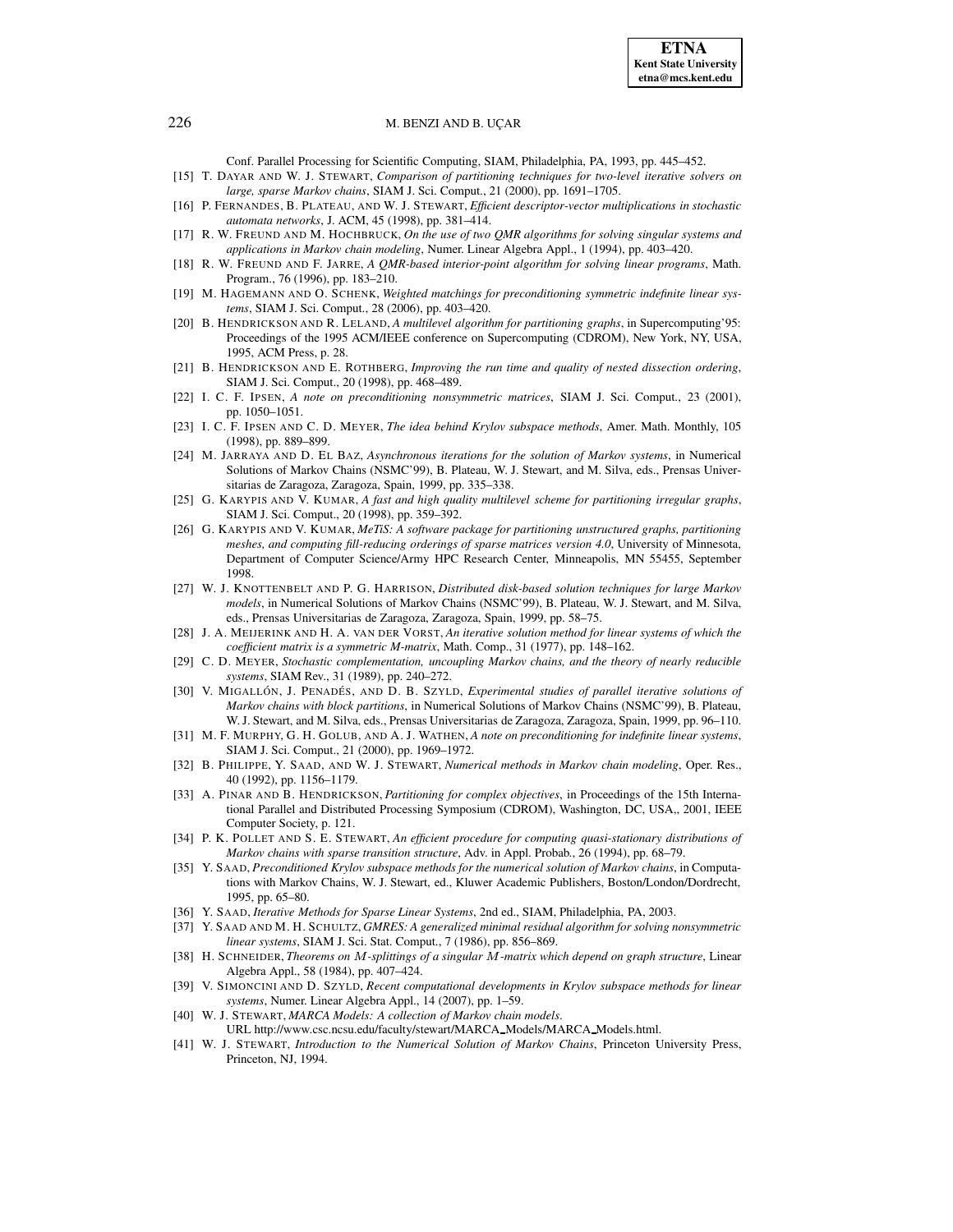Conf. Parallel Processing for Scientific Computing, SIAM, Philadelphia, PA, 1993, pp. 445–452.

[15] T. DAYAR AND W. J. STEWART, *Comparison of partitioning techniques for two-level iterative solvers on large, sparse Markov chains*, SIAM J. Sci. Comput., 21 (2000), pp. 1691–1705.

[16] P. FERNANDES, B. PLATEAU, AND W. J. STEWART, *Efficient descriptor-vector multiplications in stochastic automata networks*, J. ACM, 45 (1998), pp. 381–414.

[17] R. W. FREUND AND M. HOCHBRUCK, *On the use of two QMR algorithms for solving singular systems and applications in Markov chain modeling*, Numer. Linear Algebra Appl., 1 (1994), pp. 403–420.

[18] R. W. FREUND AND F. JARRE, *A QMR-based interior-point algorithm for solving linear programs*, Math. Program., 76 (1996), pp. 183–210.

[19] M. HAGEMANN AND O. SCHENK, *Weighted matchings for preconditioning symmetric indefinite linear systems*, SIAM J. Sci. Comput., 28 (2006), pp. 403–420.

[20] B. HENDRICKSON AND R. LELAND, *A multilevel algorithm for partitioning graphs*, in Supercomputing'95: Proceedings of the 1995 ACM/IEEE conference on Supercomputing (CDROM), New York, NY, USA, 1995, ACM Press, p. 28.

[21] B. HENDRICKSON AND E. ROTHBERG, *Improving the run time and quality of nested dissection ordering*, SIAM J. Sci. Comput., 20 (1998), pp. 468–489.

[22] I. C. F. IPSEN, *A note on preconditioning nonsymmetric matrices*, SIAM J. Sci. Comput., 23 (2001), pp. 1050–1051.

[23] I. C. F. IPSEN AND C. D. MEYER, *The idea behind Krylov subspace methods*, Amer. Math. Monthly, 105 (1998), pp. 889–899.

[24] M. JARRAYA AND D. EL BAZ, *Asynchronous iterations for the solution of Markov systems*, in Numerical Solutions of Markov Chains (NSMC'99), B. Plateau, W. J. Stewart, and M. Silva, eds., Prensas Universitarias de Zaragoza, Zaragoza, Spain, 1999, pp. 335–338.

[25] G. KARYPIS AND V. KUMAR, *A fast and high quality multilevel scheme for partitioning irregular graphs*, SIAM J. Sci. Comput., 20 (1998), pp. 359–392.

[26] G. KARYPIS AND V. KUMAR, *MeTiS: A software package for partitioning unstructured graphs, partitioning meshes, and computing fill-reducing orderings of sparse matrices version 4.0*, University of Minnesota, Department of Computer Science/Army HPC Research Center, Minneapolis, MN 55455, September 1998.

[27] W. J. KNOTTENBELT AND P. G. HARRISON, *Distributed disk-based solution techniques for large Markov models*, in Numerical Solutions of Markov Chains (NSMC'99), B. Plateau, W. J. Stewart, and M. Silva, eds., Prensas Universitarias de Zaragoza, Zaragoza, Spain, 1999, pp. 58–75.

[28] J. A. MEIJERINK AND H. A. VAN DER VORST, *An iterative solution method for linear systems of which the coefficient matrix is a symmetric M-matrix*, Math. Comp., 31 (1977), pp. 148–162.

[29] C. D. MEYER, *Stochastic complementation, uncoupling Markov chains, and the theory of nearly reducible systems*, SIAM Rev., 31 (1989), pp. 240–272.

[30] V. MIGALLÓN, J. PENADÉS, AND D. B. SZYLD, *Experimental studies of parallel iterative solutions of Markov chains with block partitions*, in Numerical Solutions of Markov Chains (NSMC'99), B. Plateau, W. J. Stewart, and M. Silva, eds., Prensas Universitarias de Zaragoza, Zaragoza, Spain, 1999, pp. 96–110.

[31] M. F. MURPHY, G. H. GOLUB, AND A. J. WATHEN, *A note on preconditioning for indefinite linear systems*, SIAM J. Sci. Comput., 21 (2000), pp. 1969–1972.

[32] B. PHILIPPE, Y. SAAD, AND W. J. STEWART, *Numerical methods in Markov chain modeling*, Oper. Res., 40 (1992), pp. 1156–1179.

[33] A. PINAR AND B. HENDRICKSON, *Partitioning for complex objectives*, in Proceedings of the 15th International Parallel and Distributed Processing Symposium (CDROM), Washington, DC, USA,, 2001, IEEE Computer Society, p. 121.

[34] P. K. POLLET AND S. E. STEWART, *An efficient procedure for computing quasi-stationary distributions of Markov chains with sparse transition structure*, Adv. in Appl. Probab., 26 (1994), pp. 68–79.

[35] Y. SAAD, *Preconditioned Krylov subspace methods for the numerical solution of Markov chains*, in Computations with Markov Chains, W. J. Stewart, ed., Kluwer Academic Publishers, Boston/London/Dordrecht, 1995, pp. 65–80.

[36] Y. SAAD, *Iterative Methods for Sparse Linear Systems*, 2nd ed., SIAM, Philadelphia, PA, 2003.

[37] Y. SAAD AND M. H. SCHULTZ, *GMRES: A generalized minimal residual algorithm for solving nonsymmetric linear systems*, SIAM J. Sci. Stat. Comput., 7 (1986), pp. 856–869.

[38] H. SCHNEIDER, *Theorems on M-splittings of a singular M-matrix which depend on graph structure*, Linear Algebra Appl., 58 (1984), pp. 407–424.

[39] V. SIMONCINI AND D. SZYLD, *Recent computational developments in Krylov subspace methods for linear systems*, Numer. Linear Algebra Appl., 14 (2007), pp. 1–59.

[40] W. J. STEWART, *MARCA Models: A collection of Markov chain models*. URL http://www.csc.ncsu.edu/faculty/stewart/MARCA_Models/MARCA_Models.html.

[41] W. J. STEWART, *Introduction to the Numerical Solution of Markov Chains*, Princeton University Press, Princeton, NJ, 1994.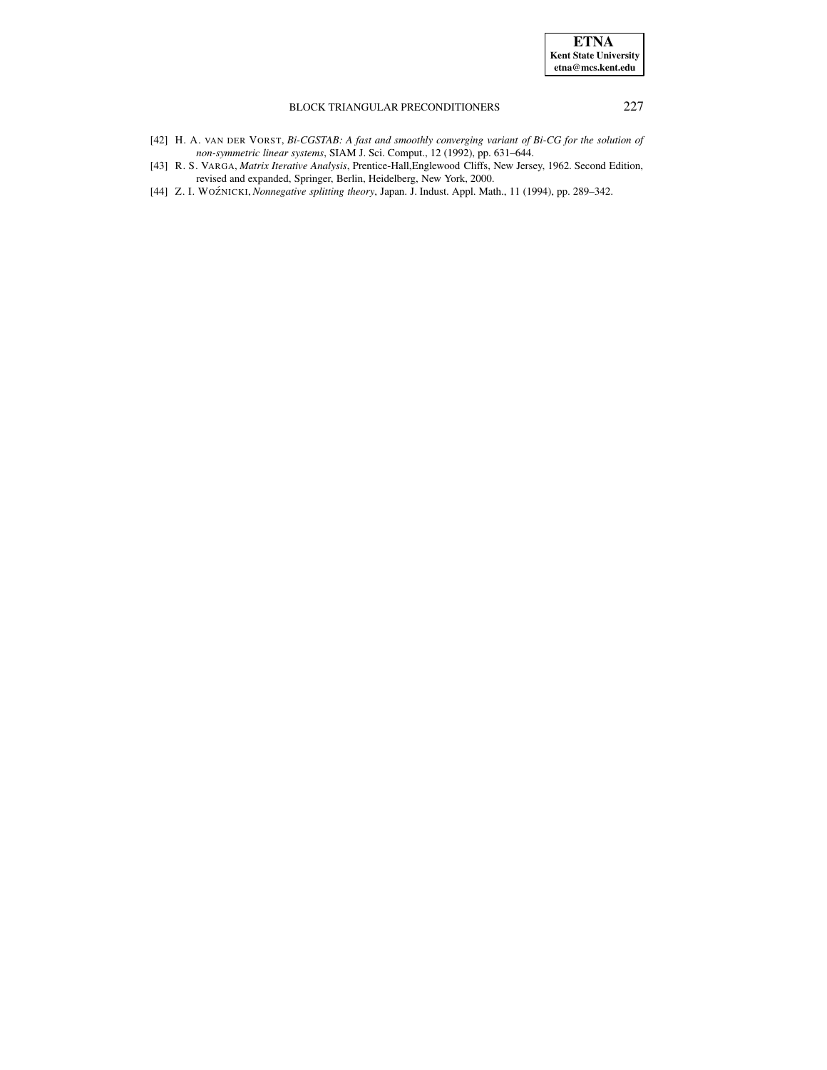[42] H. A. VAN DER VORST, *Bi-CGSTAB: A fast and smoothly converging variant of Bi-CG for the solution of non-symmetric linear systems*, SIAM J. Sci. Comput., 12 (1992), pp. 631–644.

[43] R. S. VARGA, *Matrix Iterative Analysis*, Prentice-Hall,Englewood Cliffs, New Jersey, 1962. Second Edition, revised and expanded, Springer, Berlin, Heidelberg, New York, 2000.

[44] Z. I. WOŹNICKI, *Nonnegative splitting theory*, Japan. J. Indust. Appl. Math., 11 (1994), pp. 289–342.